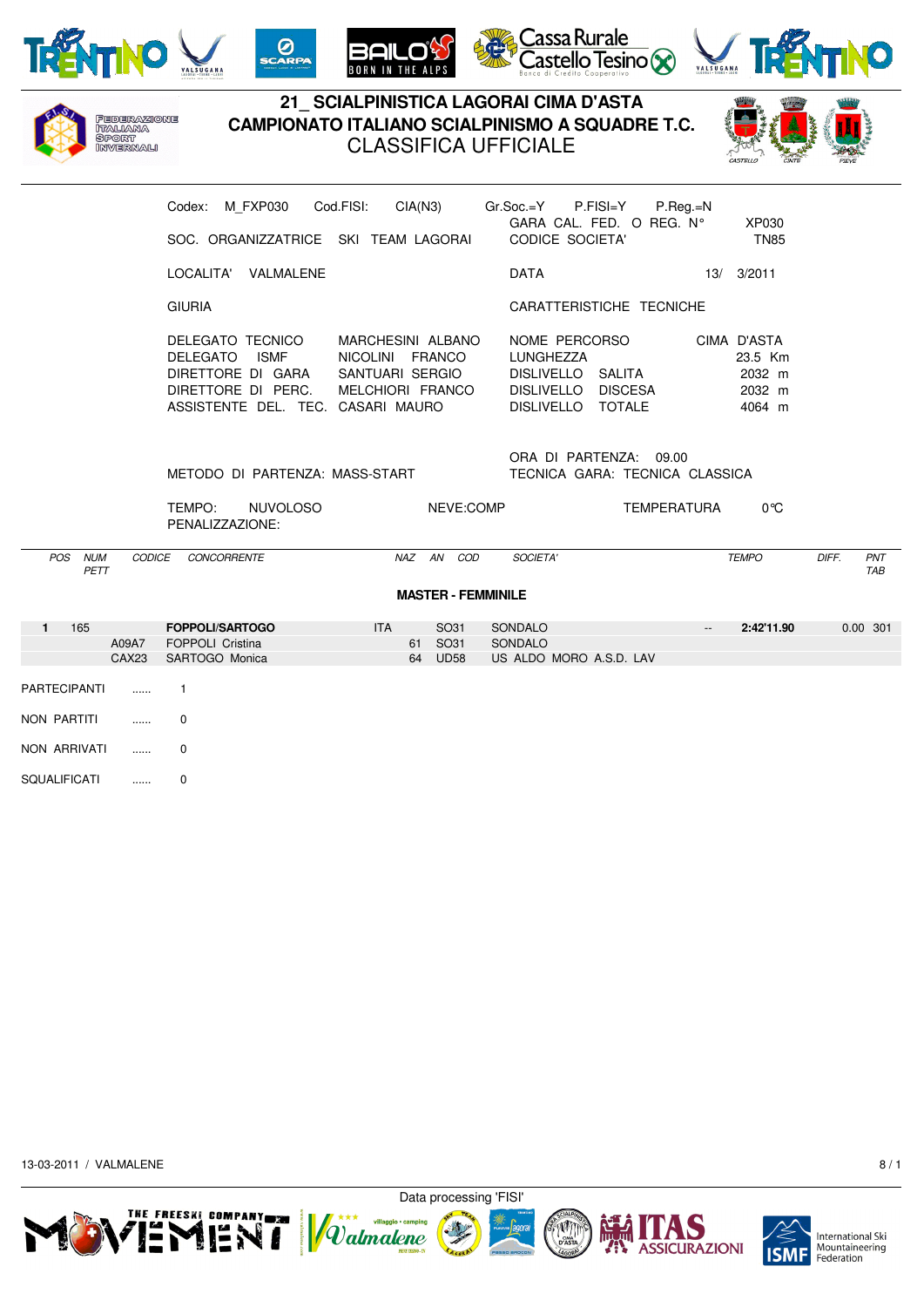# 21_ SCIALPINISTICA LAGORAI CIMA D'ASTA
## CAMPIONATO ITALIANO SCIALPINISMO A SQUADRE T.C.
## CLASSIFICA UFFICIALE

Codex: M_FXP030 Cod.FISI: CIA(N3) Gr.Soc.=Y P.FISI=Y P.Reg.=N

GARA CAL. FED. O REG. N° XP030

SOC. ORGANIZZATRICE SKI TEAM LAGORAI

CODICE SOCIETA' TN85

LOCALITA' VALMALENE

DATA 13/ 3/2011

GIURIA

CARATTERISTICHE TECNICHE

| | |
|---|---|
| DELEGATO TECNICO | MARCHESINI ALBANO |
| DELEGATO ISMF | NICOLINI FRANCO |
| DIRETTORE DI GARA | SANTUARI SERGIO |
| DIRETTORE DI PERC. | MELCHIORI FRANCO |
| ASSISTENTE DEL. TEC. | CASARI MAURO |

| | |
|---|---|
| NOME PERCORSO | CIMA D'ASTA |
| LUNGHEZZA | 23.5 Km |
| DISLIVELLO SALITA | 2032 m |
| DISLIVELLO DISCESA | 2032 m |
| DISLIVELLO TOTALE | 4064 m |

ORA DI PARTENZA: 09.00

METODO DI PARTENZA: MASS-START

TECNICA GARA: TECNICA CLASSICA

TEMPO: NUVOLOSO NEVE:COMP TEMPERATURA 0°C

PENALIZZAZIONE:

### MASTER - FEMMINILE

| POS | NUM PETT | CODICE | CONCORRENTE | NAZ | AN | COD | SOCIETA' | | TEMPO | DIFF. | PNT TAB |
|---|---|---|---|---|---|---|---|---|---|---|---|
| **1** | 165 | | **FOPPOLI/SARTOGO** | ITA | | SO31 | SONDALO | -- | **2:42'11.90** | 0.00 | 301 |
| | | A09A7 | FOPPOLI Cristina | | 61 | SO31 | SONDALO | | | | |
| | | CAX23 | SARTOGO Monica | | 64 | UD58 | US ALDO MORO A.S.D. LAV | | | | |

PARTECIPANTI ...... 1

NON PARTITI ...... 0

NON ARRIVATI ...... 0

SQUALIFICATI ...... 0

13-03-2011 / VALMALENE

Data processing 'FISI'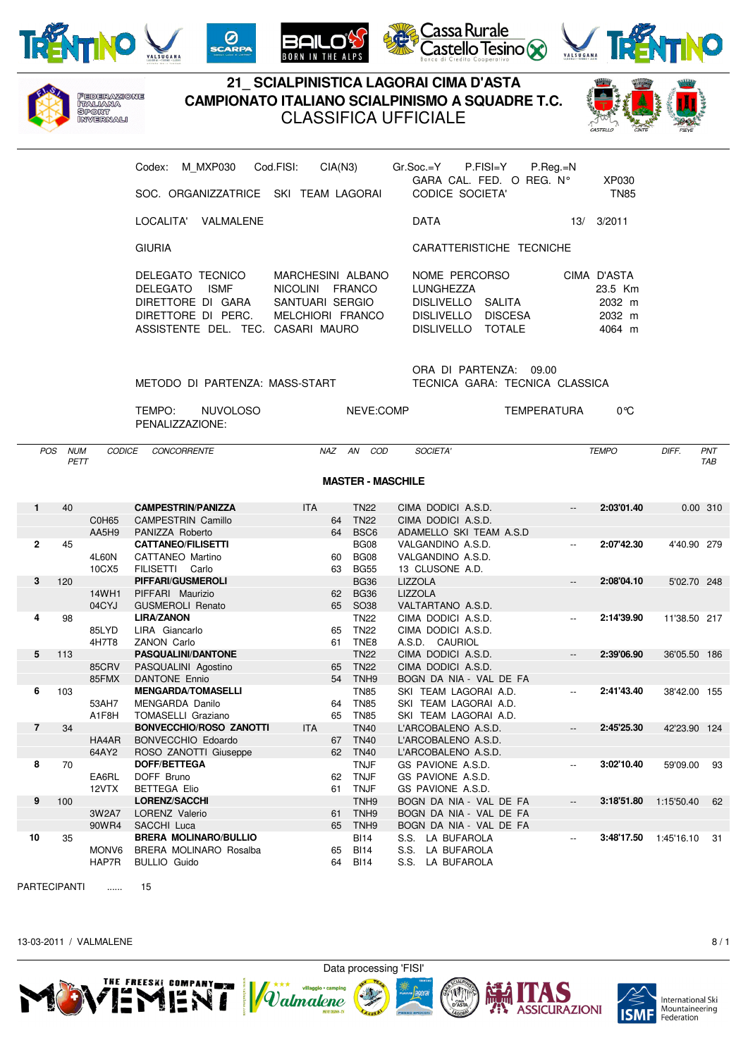# 21_ SCIALPINISTICA LAGORAI CIMA D'ASTA

## CAMPIONATO ITALIANO SCIALPINISMO A SQUADRE T.C.

### CLASSIFICA UFFICIALE

Codex: M_MXP030 Cod.FISI: CIA(N3) Gr.Soc.=Y P.FISI=Y P.Reg.=N

GARA CAL. FED. O REG. N° XP030

SOC. ORGANIZZATRICE SKI TEAM LAGORAI CODICE SOCIETA' TN85

LOCALITA' VALMALENE DATA 13/ 3/2011

GIURIA CARATTERISTICHE TECNICHE

| | | | |
|---|---|---|---|
| DELEGATO TECNICO | MARCHESINI ALBANO | NOME PERCORSO | CIMA D'ASTA |
| DELEGATO ISMF | NICOLINI FRANCO | LUNGHEZZA | 23.5 Km |
| DIRETTORE DI GARA | SANTUARI SERGIO | DISLIVELLO SALITA | 2032 m |
| DIRETTORE DI PERC. | MELCHIORI FRANCO | DISLIVELLO DISCESA | 2032 m |
| ASSISTENTE DEL. TEC. | CASARI MAURO | DISLIVELLO TOTALE | 4064 m |

ORA DI PARTENZA: 09.00

METODO DI PARTENZA: MASS-START TECNICA GARA: TECNICA CLASSICA

TEMPO: NUVOLOSO NEVE:COMP TEMPERATURA 0°C

PENALIZZAZIONE:

**MASTER - MASCHILE**

| POS | NUM PETT | CODICE | CONCORRENTE | NAZ | AN | COD | SOCIETA' | | TEMPO | DIFF. | PNT TAB |
|---|---|---|---|---|---|---|---|---|---|---|---|
| 1 | 40 | | **CAMPESTRIN/PANIZZA** | ITA | | TN22 | CIMA DODICI A.S.D. | -- | **2:03'01.40** | 0.00 | 310 |
| | | C0H65 | CAMPESTRIN Camillo | | 64 | TN22 | CIMA DODICI A.S.D. | | | | |
| | | AA5H9 | PANIZZA Roberto | | 64 | BSC6 | ADAMELLO SKI TEAM A.S.D | | | | |
| 2 | 45 | | **CATTANEO/FILISETTI** | | | BG08 | VALGANDINO A.S.D. | -- | **2:07'42.30** | 4'40.90 | 279 |
| | | 4L60N | CATTANEO Martino | | 60 | BG08 | VALGANDINO A.S.D. | | | | |
| | | 10CX5 | FILISETTI Carlo | | 63 | BG55 | 13 CLUSONE A.D. | | | | |
| 3 | 120 | | **PIFFARI/GUSMEROLI** | | | BG36 | LIZZOLA | -- | **2:08'04.10** | 5'02.70 | 248 |
| | | 14WH1 | PIFFARI Maurizio | | 62 | BG36 | LIZZOLA | | | | |
| | | 04CYJ | GUSMEROLI Renato | | 65 | SO38 | VALTARTANO A.S.D. | | | | |
| 4 | 98 | | **LIRA/ZANON** | | | TN22 | CIMA DODICI A.S.D. | -- | **2:14'39.90** | 11'38.50 | 217 |
| | | 85LYD | LIRA Giancarlo | | 65 | TN22 | CIMA DODICI A.S.D. | | | | |
| | | 4H7T8 | ZANON Carlo | | 61 | TNE8 | A.S.D. CAURIOL | | | | |
| 5 | 113 | | **PASQUALINI/DANTONE** | | | TN22 | CIMA DODICI A.S.D. | -- | **2:39'06.90** | 36'05.50 | 186 |
| | | 85CRV | PASQUALINI Agostino | | 65 | TN22 | CIMA DODICI A.S.D. | | | | |
| | | 85FMX | DANTONE Ennio | | 54 | TNH9 | BOGN DA NIA - VAL DE FA | | | | |
| 6 | 103 | | **MENGARDA/TOMASELLI** | | | TN85 | SKI TEAM LAGORAI A.D. | -- | **2:41'43.40** | 38'42.00 | 155 |
| | | 53AH7 | MENGARDA Danilo | | 64 | TN85 | SKI TEAM LAGORAI A.D. | | | | |
| | | A1F8H | TOMASELLI Graziano | | 65 | TN85 | SKI TEAM LAGORAI A.D. | | | | |
| 7 | 34 | | **BONVECCHIO/ROSO ZANOTTI** | ITA | | TN40 | L'ARCOBALENO A.S.D. | -- | **2:45'25.30** | 42'23.90 | 124 |
| | | HA4AR | BONVECCHIO Edoardo | | 67 | TN40 | L'ARCOBALENO A.S.D. | | | | |
| | | 64AY2 | ROSO ZANOTTI Giuseppe | | 62 | TN40 | L'ARCOBALENO A.S.D. | | | | |
| 8 | 70 | | **DOFF/BETTEGA** | | | TNJF | GS PAVIONE A.S.D. | -- | **3:02'10.40** | 59'09.00 | 93 |
| | | EA6RL | DOFF Bruno | | 62 | TNJF | GS PAVIONE A.S.D. | | | | |
| | | 12VTX | BETTEGA Elio | | 61 | TNJF | GS PAVIONE A.S.D. | | | | |
| 9 | 100 | | **LORENZ/SACCHI** | | | TNH9 | BOGN DA NIA - VAL DE FA | -- | **3:18'51.80** | 1:15'50.40 | 62 |
| | | 3W2A7 | LORENZ Valerio | | 61 | TNH9 | BOGN DA NIA - VAL DE FA | | | | |
| | | 90WR4 | SACCHI Luca | | 65 | TNH9 | BOGN DA NIA - VAL DE FA | | | | |
| 10 | 35 | | **BRERA MOLINARO/BULLIO** | | | BI14 | S.S. LA BUFAROLA | -- | **3:48'17.50** | 1:45'16.10 | 31 |
| | | MONV6 | BRERA MOLINARO Rosalba | | 65 | BI14 | S.S. LA BUFAROLA | | | | |
| | | HAP7R | BULLIO Guido | | 64 | BI14 | S.S. LA BUFAROLA | | | | |

PARTECIPANTI ...... 15

13-03-2011 / VALMALENE

Data processing 'FISI'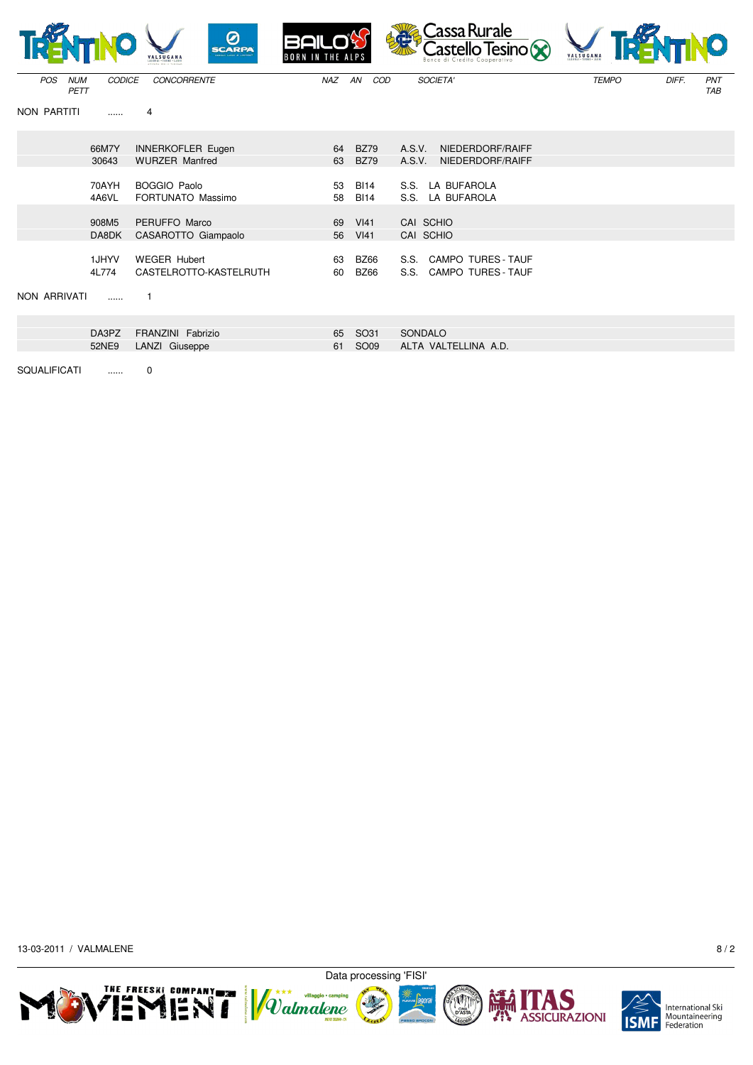| POS | NUM PETT | CODICE | CONCORRENTE | NAZ | AN | COD | SOCIETA' | TEMPO | DIFF. | PNT TAB |
|---|---|---|---|---|---|---|---|---|---|---|
| NON PARTITI | ...... | 4 | | | | | | | | |
| | | 66M7Y | INNERKOFLER Eugen | | 64 | BZ79 | A.S.V. NIEDERDORF/RAIFF | | | |
| | | 30643 | WURZER Manfred | | 63 | BZ79 | A.S.V. NIEDERDORF/RAIFF | | | |
| | | 70AYH | BOGGIO Paolo | | 53 | BI14 | S.S. LA BUFAROLA | | | |
| | | 4A6VL | FORTUNATO Massimo | | 58 | BI14 | S.S. LA BUFAROLA | | | |
| | | 908M5 | PERUFFO Marco | | 69 | VI41 | CAI SCHIO | | | |
| | | DA8DK | CASAROTTO Giampaolo | | 56 | VI41 | CAI SCHIO | | | |
| | | 1JHYV | WEGER Hubert | | 63 | BZ66 | S.S. CAMPO TURES - TAUF | | | |
| | | 4L774 | CASTELROTTO-KASTELRUTH | | 60 | BZ66 | S.S. CAMPO TURES - TAUF | | | |
| NON ARRIVATI | ...... | 1 | | | | | | | | |
| | | DA3PZ | FRANZINI Fabrizio | | 65 | SO31 | SONDALO | | | |
| | | 52NE9 | LANZI Giuseppe | | 61 | SO09 | ALTA VALTELLINA A.D. | | | |
| SQUALIFICATI | ...... | 0 | | | | | | | | |

13-03-2011 / VALMALENE

Data processing 'FISI'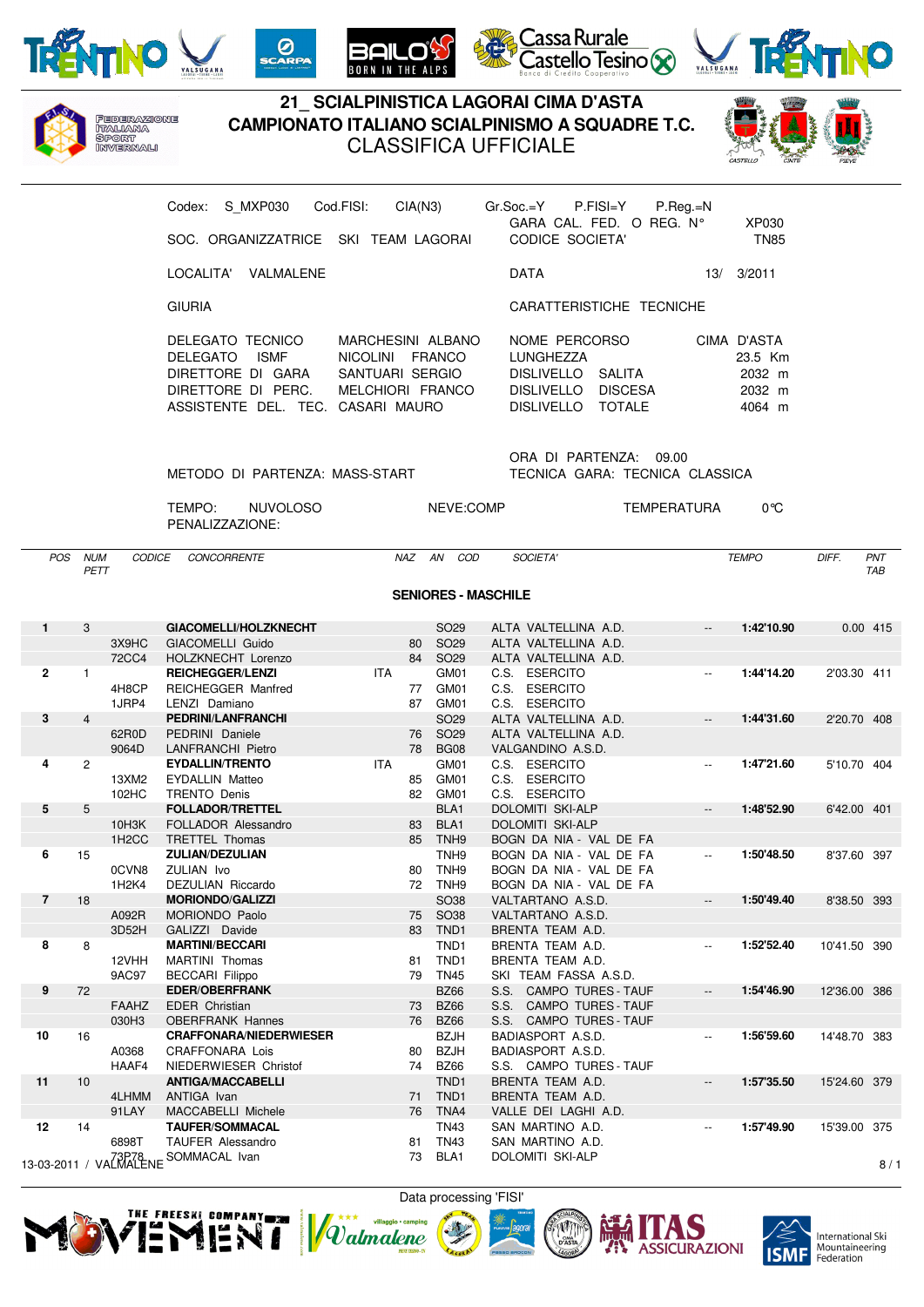# 21_ SCIALPINISTICA LAGORAI CIMA D'ASTA
## CAMPIONATO ITALIANO SCIALPINISMO A SQUADRE T.C.
### CLASSIFICA UFFICIALE

FEDERAZIONE ITALIANA SPORT INVERNALI

Codex: S_MXP030 Cod.FISI: CIA(N3) Gr.Soc.=Y P.FISI=Y P.Reg.=N

GARA CAL. FED. O REG. N° XP030

SOC. ORGANIZZATRICE SKI TEAM LAGORAI — CODICE SOCIETA' TN85

LOCALITA' VALMALENE — DATA 13/ 3/2011

GIURIA — CARATTERISTICHE TECNICHE

| | | | |
|---|---|---|---|
| DELEGATO TECNICO | MARCHESINI ALBANO | NOME PERCORSO | CIMA D'ASTA |
| DELEGATO ISMF | NICOLINI FRANCO | LUNGHEZZA | 23.5 Km |
| DIRETTORE DI GARA | SANTUARI SERGIO | DISLIVELLO SALITA | 2032 m |
| DIRETTORE DI PERC. | MELCHIORI FRANCO | DISLIVELLO DISCESA | 2032 m |
| ASSISTENTE DEL. TEC. | CASARI MAURO | DISLIVELLO TOTALE | 4064 m |

ORA DI PARTENZA: 09.00

METODO DI PARTENZA: MASS-START — TECNICA GARA: TECNICA CLASSICA

TEMPO: NUVOLOSO — NEVE:COMP — TEMPERATURA 0°C

PENALIZZAZIONE:

### SENIORES - MASCHILE

| POS | NUM PETT | CODICE | CONCORRENTE | NAZ | AN | COD | SOCIETA' | | TEMPO | DIFF. | PNT TAB |
|---|---|---|---|---|---|---|---|---|---|---|---|
| 1 | 3 | | **GIACOMELLI/HOLZKNECHT** | | | SO29 | ALTA VALTELLINA A.D. | -- | **1:42'10.90** | 0.00 | 415 |
| | | 3X9HC | GIACOMELLI Guido | | 80 | SO29 | ALTA VALTELLINA A.D. | | | | |
| | | 72CC4 | HOLZKNECHT Lorenzo | | 84 | SO29 | ALTA VALTELLINA A.D. | | | | |
| 2 | 1 | | **REICHEGGER/LENZI** | ITA | | GM01 | C.S. ESERCITO | -- | **1:44'14.20** | 2'03.30 | 411 |
| | | 4H8CP | REICHEGGER Manfred | | 77 | GM01 | C.S. ESERCITO | | | | |
| | | 1JRP4 | LENZI Damiano | | 87 | GM01 | C.S. ESERCITO | | | | |
| 3 | 4 | | **PEDRINI/LANFRANCHI** | | | SO29 | ALTA VALTELLINA A.D. | -- | **1:44'31.60** | 2'20.70 | 408 |
| | | 62R0D | PEDRINI Daniele | | 76 | SO29 | ALTA VALTELLINA A.D. | | | | |
| | | 9064D | LANFRANCHI Pietro | | 78 | BG08 | VALGANDINO A.S.D. | | | | |
| 4 | 2 | | **EYDALLIN/TRENTO** | ITA | | GM01 | C.S. ESERCITO | -- | **1:47'21.60** | 5'10.70 | 404 |
| | | 13XM2 | EYDALLIN Matteo | | 85 | GM01 | C.S. ESERCITO | | | | |
| | | 102HC | TRENTO Denis | | 82 | GM01 | C.S. ESERCITO | | | | |
| 5 | 5 | | **FOLLADOR/TRETTEL** | | | BLA1 | DOLOMITI SKI-ALP | -- | **1:48'52.90** | 6'42.00 | 401 |
| | | 10H3K | FOLLADOR Alessandro | | 83 | BLA1 | DOLOMITI SKI-ALP | | | | |
| | | 1H2CC | TRETTEL Thomas | | 85 | TNH9 | BOGN DA NIA - VAL DE FA | | | | |
| 6 | 15 | | **ZULIAN/DEZULIAN** | | | TNH9 | BOGN DA NIA - VAL DE FA | -- | **1:50'48.50** | 8'37.60 | 397 |
| | | 0CVN8 | ZULIAN Ivo | | 80 | TNH9 | BOGN DA NIA - VAL DE FA | | | | |
| | | 1H2K4 | DEZULIAN Riccardo | | 72 | TNH9 | BOGN DA NIA - VAL DE FA | | | | |
| 7 | 18 | | **MORIONDO/GALIZZI** | | | SO38 | VALTARTANO A.S.D. | -- | **1:50'49.40** | 8'38.50 | 393 |
| | | A092R | MORIONDO Paolo | | 75 | SO38 | VALTARTANO A.S.D. | | | | |
| | | 3D52H | GALIZZI Davide | | 83 | TND1 | BRENTA TEAM A.D. | | | | |
| 8 | 8 | | **MARTINI/BECCARI** | | | TND1 | BRENTA TEAM A.D. | -- | **1:52'52.40** | 10'41.50 | 390 |
| | | 12VHH | MARTINI Thomas | | 81 | TND1 | BRENTA TEAM A.D. | | | | |
| | | 9AC97 | BECCARI Filippo | | 79 | TN45 | SKI TEAM FASSA A.S.D. | | | | |
| 9 | 72 | | **EDER/OBERFRANK** | | | BZ66 | S.S. CAMPO TURES - TAUF | -- | **1:54'46.90** | 12'36.00 | 386 |
| | | FAAHZ | EDER Christian | | 73 | BZ66 | S.S. CAMPO TURES - TAUF | | | | |
| | | 030H3 | OBERFRANK Hannes | | 76 | BZ66 | S.S. CAMPO TURES - TAUF | | | | |
| 10 | 16 | | **CRAFFONARA/NIEDERWIESER** | | | BZJH | BADIASPORT A.S.D. | -- | **1:56'59.60** | 14'48.70 | 383 |
| | | A0368 | CRAFFONARA Lois | | 80 | BZJH | BADIASPORT A.S.D. | | | | |
| | | HAAF4 | NIEDERWIESER Christof | | 74 | BZ66 | S.S. CAMPO TURES - TAUF | | | | |
| 11 | 10 | | **ANTIGA/MACCABELLI** | | | TND1 | BRENTA TEAM A.D. | -- | **1:57'35.50** | 15'24.60 | 379 |
| | | 4LHMM | ANTIGA Ivan | | 71 | TND1 | BRENTA TEAM A.D. | | | | |
| | | 91LAY | MACCABELLI Michele | | 76 | TNA4 | VALLE DEI LAGHI A.D. | | | | |
| 12 | 14 | | **TAUFER/SOMMACAL** | | | TN43 | SAN MARTINO A.D. | -- | **1:57'49.90** | 15'39.00 | 375 |
| | | 6898T | TAUFER Alessandro | | 81 | TN43 | SAN MARTINO A.D. | | | | |
| | | 73P78 | SOMMACAL Ivan | | 73 | BLA1 | DOLOMITI SKI-ALP | | | | |

13-03-2011 / VALMALENE

Data processing 'FISI'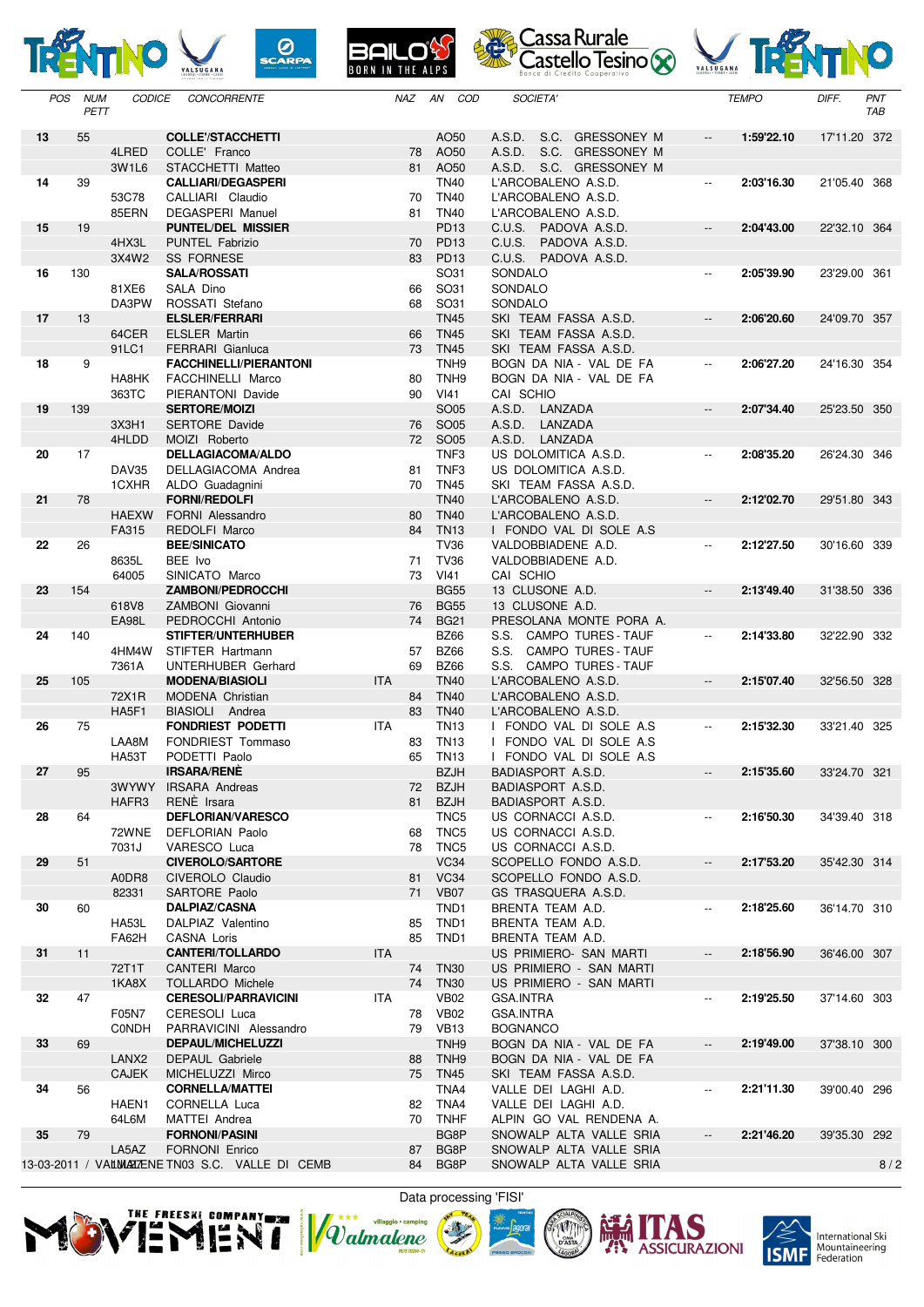| POS | NUM PETT | CODICE | CONCORRENTE | NAZ | AN | COD | SOCIETA' | | TEMPO | DIFF. | PNT TAB |
|---|---|---|---|---|---|---|---|---|---|---|---|
| **13** | 55 | | **COLLE'/STACCHETTI** | | | AO50 | A.S.D. S.C. GRESSONEY M | -- | **1:59'22.10** | 17'11.20 | 372 |
| | | 4LRED | COLLE' Franco | | 78 | AO50 | A.S.D. S.C. GRESSONEY M | | | | |
| | | 3W1L6 | STACCHETTI Matteo | | 81 | AO50 | A.S.D. S.C. GRESSONEY M | | | | |
| **14** | 39 | | **CALLIARI/DEGASPERI** | | | TN40 | L'ARCOBALENO A.S.D. | -- | **2:03'16.30** | 21'05.40 | 368 |
| | | 53C78 | CALLIARI Claudio | | 70 | TN40 | L'ARCOBALENO A.S.D. | | | | |
| | | 85ERN | DEGASPERI Manuel | | 81 | TN40 | L'ARCOBALENO A.S.D. | | | | |
| **15** | 19 | | **PUNTEL/DEL MISSIER** | | | PD13 | C.U.S. PADOVA A.S.D. | -- | **2:04'43.00** | 22'32.10 | 364 |
| | | 4HX3L | PUNTEL Fabrizio | | 70 | PD13 | C.U.S. PADOVA A.S.D. | | | | |
| | | 3X4W2 | SS FORNESE | | 83 | PD13 | C.U.S. PADOVA A.S.D. | | | | |
| **16** | 130 | | **SALA/ROSSATI** | | | SO31 | SONDALO | -- | **2:05'39.90** | 23'29.00 | 361 |
| | | 81XE6 | SALA Dino | | 66 | SO31 | SONDALO | | | | |
| | | DA3PW | ROSSATI Stefano | | 68 | SO31 | SONDALO | | | | |
| **17** | 13 | | **ELSLER/FERRARI** | | | TN45 | SKI TEAM FASSA A.S.D. | -- | **2:06'20.60** | 24'09.70 | 357 |
| | | 64CER | ELSLER Martin | | 66 | TN45 | SKI TEAM FASSA A.S.D. | | | | |
| | | 91LC1 | FERRARI Gianluca | | 73 | TN45 | SKI TEAM FASSA A.S.D. | | | | |
| **18** | 9 | | **FACCHINELLI/PIERANTONI** | | | TNH9 | BOGN DA NIA - VAL DE FA | -- | **2:06'27.20** | 24'16.30 | 354 |
| | | HA8HK | FACCHINELLI Marco | | 80 | TNH9 | BOGN DA NIA - VAL DE FA | | | | |
| | | 363TC | PIERANTONI Davide | | 90 | VI41 | CAI SCHIO | | | | |
| **19** | 139 | | **SERTORE/MOIZI** | | | SO05 | A.S.D. LANZADA | -- | **2:07'34.40** | 25'23.50 | 350 |
| | | 3X3H1 | SERTORE Davide | | 76 | SO05 | A.S.D. LANZADA | | | | |
| | | 4HLDD | MOIZI Roberto | | 72 | SO05 | A.S.D. LANZADA | | | | |
| **20** | 17 | | **DELLAGIACOMA/ALDO** | | | TNF3 | US DOLOMITICA A.S.D. | -- | **2:08'35.20** | 26'24.30 | 346 |
| | | DAV35 | DELLAGIACOMA Andrea | | 81 | TNF3 | US DOLOMITICA A.S.D. | | | | |
| | | 1CXHR | ALDO Guadagnini | | 70 | TN45 | SKI TEAM FASSA A.S.D. | | | | |
| **21** | 78 | | **FORNI/REDOLFI** | | | TN40 | L'ARCOBALENO A.S.D. | -- | **2:12'02.70** | 29'51.80 | 343 |
| | | HAEXW | FORNI Alessandro | | 80 | TN40 | L'ARCOBALENO A.S.D. | | | | |
| | | FA315 | REDOLFI Marco | | 84 | TN13 | I FONDO VAL DI SOLE A.S | | | | |
| **22** | 26 | | **BEE/SINICATO** | | | TV36 | VALDOBBIADENE A.D. | -- | **2:12'27.50** | 30'16.60 | 339 |
| | | 8635L | BEE Ivo | | 71 | TV36 | VALDOBBIADENE A.D. | | | | |
| | | 64005 | SINICATO Marco | | 73 | VI41 | CAI SCHIO | | | | |
| **23** | 154 | | **ZAMBONI/PEDROCCHI** | | | BG55 | 13 CLUSONE A.D. | -- | **2:13'49.40** | 31'38.50 | 336 |
| | | 618V8 | ZAMBONI Giovanni | | 76 | BG55 | 13 CLUSONE A.D. | | | | |
| | | EA98L | PEDROCCHI Antonio | | 74 | BG21 | PRESOLANA MONTE PORA A. | | | | |
| **24** | 140 | | **STIFTER/UNTERHUBER** | | | BZ66 | S.S. CAMPO TURES - TAUF | -- | **2:14'33.80** | 32'22.90 | 332 |
| | | 4HM4W | STIFTER Hartmann | | 57 | BZ66 | S.S. CAMPO TURES - TAUF | | | | |
| | | 7361A | UNTERHUBER Gerhard | | 69 | BZ66 | S.S. CAMPO TURES - TAUF | | | | |
| **25** | 105 | | **MODENA/BIASIOLI** | ITA | | TN40 | L'ARCOBALENO A.S.D. | -- | **2:15'07.40** | 32'56.50 | 328 |
| | | 72X1R | MODENA Christian | | 84 | TN40 | L'ARCOBALENO A.S.D. | | | | |
| | | HA5F1 | BIASIOLI Andrea | | 83 | TN40 | L'ARCOBALENO A.S.D. | | | | |
| **26** | 75 | | **FONDRIEST PODETTI** | ITA | | TN13 | I FONDO VAL DI SOLE A.S | -- | **2:15'32.30** | 33'21.40 | 325 |
| | | LAA8M | FONDRIEST Tommaso | | 83 | TN13 | I FONDO VAL DI SOLE A.S | | | | |
| | | HA53T | PODETTI Paolo | | 65 | TN13 | I FONDO VAL DI SOLE A.S | | | | |
| **27** | 95 | | **IRSARA/RENÈ** | | | BZJH | BADIASPORT A.S.D. | -- | **2:15'35.60** | 33'24.70 | 321 |
| | | 3WYWY | IRSARA Andreas | | 72 | BZJH | BADIASPORT A.S.D. | | | | |
| | | HAFR3 | RENÈ Irsara | | 81 | BZJH | BADIASPORT A.S.D. | | | | |
| **28** | 64 | | **DEFLORIAN/VARESCO** | | | TNC5 | US CORNACCI A.S.D. | -- | **2:16'50.30** | 34'39.40 | 318 |
| | | 72WNE | DEFLORIAN Paolo | | 68 | TNC5 | US CORNACCI A.S.D. | | | | |
| | | 7031J | VARESCO Luca | | 78 | TNC5 | US CORNACCI A.S.D. | | | | |
| **29** | 51 | | **CIVEROLO/SARTORE** | | | VC34 | SCOPELLO FONDO A.S.D. | -- | **2:17'53.20** | 35'42.30 | 314 |
| | | A0DR8 | CIVEROLO Claudio | | 81 | VC34 | SCOPELLO FONDO A.S.D. | | | | |
| | | 82331 | SARTORE Paolo | | 71 | VB07 | GS TRASQUERA A.S.D. | | | | |
| **30** | 60 | | **DALPIAZ/CASNA** | | | TND1 | BRENTA TEAM A.D. | -- | **2:18'25.60** | 36'14.70 | 310 |
| | | HA53L | DALPIAZ Valentino | | 85 | TND1 | BRENTA TEAM A.D. | | | | |
| | | FA62H | CASNA Loris | | 85 | TND1 | BRENTA TEAM A.D. | | | | |
| **31** | 11 | | **CANTERI/TOLLARDO** | ITA | | | US PRIMIERO- SAN MARTI | -- | **2:18'56.90** | 36'46.00 | 307 |
| | | 72T1T | CANTERI Marco | | 74 | TN30 | US PRIMIERO - SAN MARTI | | | | |
| | | 1KA8X | TOLLARDO Michele | | 74 | TN30 | US PRIMIERO - SAN MARTI | | | | |
| **32** | 47 | | **CERESOLI/PARRAVICINI** | ITA | | | GSA.INTRA | -- | **2:19'25.50** | 37'14.60 | 303 |
| | | F05N7 | CERESOLI Luca | | 78 | VB02 | GSA.INTRA | | | | |
| | | C0NDH | PARRAVICINI Alessandro | | 79 | VB13 | BOGNANCO | | | | |
| **33** | 69 | | **DEPAUL/MICHELUZZI** | | | TNH9 | BOGN DA NIA - VAL DE FA | -- | **2:19'49.00** | 37'38.10 | 300 |
| | | LANX2 | DEPAUL Gabriele | | 88 | TNH9 | BOGN DA NIA - VAL DE FA | | | | |
| | | CAJEK | MICHELUZZI Mirco | | 75 | TN45 | SKI TEAM FASSA A.S.D. | | | | |
| **34** | 56 | | **CORNELLA/MATTEI** | | | TNA4 | VALLE DEI LAGHI A.D. | -- | **2:21'11.30** | 39'00.40 | 296 |
| | | HAEN1 | CORNELLA Luca | | 82 | TNA4 | VALLE DEI LAGHI A.D. | | | | |
| | | 64L6M | MATTEI Andrea | | 70 | TNHF | ALPIN GO VAL RENDENA A. | | | | |
| **35** | 79 | | **FORNONI/PASINI** | | | BG8P | SNOWALP ALTA VALLE SRIA | -- | **2:21'46.20** | 39'35.30 | 292 |
| | | LA5AZ | FORNONI Enrico | | 87 | BG8P | SNOWALP ALTA VALLE SRIA | | | | |
| | | | | | 84 | BG8P | SNOWALP ALTA VALLE SRIA | | | | |

13-03-2011 / VALMALENE TN03 S.C. VALLE DI CEMB

Data processing 'FISI'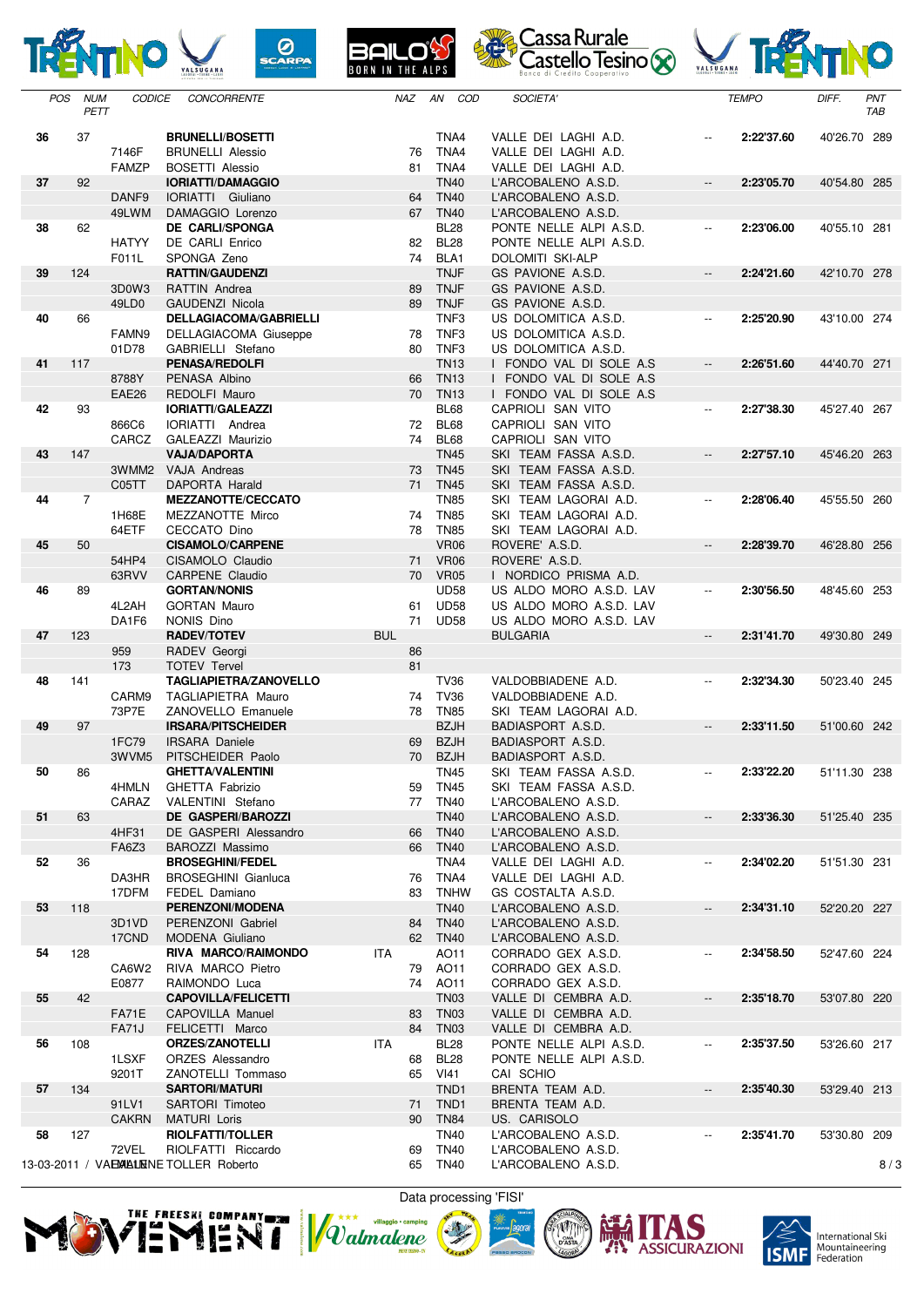| POS | NUM PETT | CODICE | CONCORRENTE | NAZ | AN | COD | SOCIETA' | | TEMPO | DIFF. | PNT TAB |
|---|---|---|---|---|---|---|---|---|---|---|---|
| **36** | 37 | | **BRUNELLI/BOSETTI** | | | TNA4 | VALLE DEI LAGHI A.D. | -- | **2:22'37.60** | 40'26.70 | 289 |
| | | 7146F | BRUNELLI Alessio | | 76 | TNA4 | VALLE DEI LAGHI A.D. | | | | |
| | | FAMZP | BOSETTI Alessio | | 81 | TNA4 | VALLE DEI LAGHI A.D. | | | | |
| **37** | 92 | | **IORIATTI/DAMAGGIO** | | | TN40 | L'ARCOBALENO A.S.D. | -- | **2:23'05.70** | 40'54.80 | 285 |
| | | DANF9 | IORIATTI Giuliano | | 64 | TN40 | L'ARCOBALENO A.S.D. | | | | |
| | | 49LWM | DAMAGGIO Lorenzo | | 67 | TN40 | L'ARCOBALENO A.S.D. | | | | |
| **38** | 62 | | **DE CARLI/SPONGA** | | | BL28 | PONTE NELLE ALPI A.S.D. | -- | **2:23'06.00** | 40'55.10 | 281 |
| | | HATYY | DE CARLI Enrico | | 82 | BL28 | PONTE NELLE ALPI A.S.D. | | | | |
| | | F011L | SPONGA Zeno | | 74 | BLA1 | DOLOMITI SKI-ALP | | | | |
| **39** | 124 | | **RATTIN/GAUDENZI** | | | TNJF | GS PAVIONE A.S.D. | -- | **2:24'21.60** | 42'10.70 | 278 |
| | | 3D0W3 | RATTIN Andrea | | 89 | TNJF | GS PAVIONE A.S.D. | | | | |
| | | 49LD0 | GAUDENZI Nicola | | 89 | TNJF | GS PAVIONE A.S.D. | | | | |
| **40** | 66 | | **DELLAGIACOMA/GABRIELLI** | | | TNF3 | US DOLOMITICA A.S.D. | -- | **2:25'20.90** | 43'10.00 | 274 |
| | | FAMN9 | DELLAGIACOMA Giuseppe | | 78 | TNF3 | US DOLOMITICA A.S.D. | | | | |
| | | 01D78 | GABRIELLI Stefano | | 80 | TNF3 | US DOLOMITICA A.S.D. | | | | |
| **41** | 117 | | **PENASA/REDOLFI** | | | TN13 | I FONDO VAL DI SOLE A.S | -- | **2:26'51.60** | 44'40.70 | 271 |
| | | 8788Y | PENASA Albino | | 66 | TN13 | I FONDO VAL DI SOLE A.S | | | | |
| | | EAE26 | REDOLFI Mauro | | 70 | TN13 | I FONDO VAL DI SOLE A.S | | | | |
| **42** | 93 | | **IORIATTI/GALEAZZI** | | | BL68 | CAPRIOLI SAN VITO | -- | **2:27'38.30** | 45'27.40 | 267 |
| | | 866C6 | IORIATTI Andrea | | 72 | BL68 | CAPRIOLI SAN VITO | | | | |
| | | CARCZ | GALEAZZI Maurizio | | 74 | BL68 | CAPRIOLI SAN VITO | | | | |
| **43** | 147 | | **VAJA/DAPORTA** | | | TN45 | SKI TEAM FASSA A.S.D. | -- | **2:27'57.10** | 45'46.20 | 263 |
| | | 3WMM2 | VAJA Andreas | | 73 | TN45 | SKI TEAM FASSA A.S.D. | | | | |
| | | C05TT | DAPORTA Harald | | 71 | TN45 | SKI TEAM FASSA A.S.D. | | | | |
| **44** | 7 | | **MEZZANOTTE/CECCATO** | | | TN85 | SKI TEAM LAGORAI A.D. | -- | **2:28'06.40** | 45'55.50 | 260 |
| | | 1H68E | MEZZANOTTE Mirco | | 74 | TN85 | SKI TEAM LAGORAI A.D. | | | | |
| | | 64ETF | CECCATO Dino | | 78 | TN85 | SKI TEAM LAGORAI A.D. | | | | |
| **45** | 50 | | **CISAMOLO/CARPENE** | | | VR06 | ROVERE' A.S.D. | -- | **2:28'39.70** | 46'28.80 | 256 |
| | | 54HP4 | CISAMOLO Claudio | | 71 | VR06 | ROVERE' A.S.D. | | | | |
| | | 63RVV | CARPENE Claudio | | 70 | VR05 | I NORDICO PRISMA A.D. | | | | |
| **46** | 89 | | **GORTAN/NONIS** | | | UD58 | US ALDO MORO A.S.D. LAV | -- | **2:30'56.50** | 48'45.60 | 253 |
| | | 4L2AH | GORTAN Mauro | | 61 | UD58 | US ALDO MORO A.S.D. LAV | | | | |
| | | DA1F6 | NONIS Dino | | 71 | UD58 | US ALDO MORO A.S.D. LAV | | | | |
| **47** | 123 | | **RADEV/TOTEV** | BUL | | | BULGARIA | -- | **2:31'41.70** | 49'30.80 | 249 |
| | | 959 | RADEV Georgi | | 86 | | | | | | |
| | | 173 | TOTEV Tervel | | 81 | | | | | | |
| **48** | 141 | | **TAGLIAPIETRA/ZANOVELLO** | | | TV36 | VALDOBBIADENE A.D. | -- | **2:32'34.30** | 50'23.40 | 245 |
| | | CARM9 | TAGLIAPIETRA Mauro | | 74 | TV36 | VALDOBBIADENE A.D. | | | | |
| | | 73P7E | ZANOVELLO Emanuele | | 78 | TN85 | SKI TEAM LAGORAI A.D. | | | | |
| **49** | 97 | | **IRSARA/PITSCHEIDER** | | | BZJH | BADIASPORT A.S.D. | -- | **2:33'11.50** | 51'00.60 | 242 |
| | | 1FC79 | IRSARA Daniele | | 69 | BZJH | BADIASPORT A.S.D. | | | | |
| | | 3WVM5 | PITSCHEIDER Paolo | | 70 | BZJH | BADIASPORT A.S.D. | | | | |
| **50** | 86 | | **GHETTA/VALENTINI** | | | TN45 | SKI TEAM FASSA A.S.D. | -- | **2:33'22.20** | 51'11.30 | 238 |
| | | 4HMLN | GHETTA Fabrizio | | 59 | TN45 | SKI TEAM FASSA A.S.D. | | | | |
| | | CARAZ | VALENTINI Stefano | | 77 | TN40 | L'ARCOBALENO A.S.D. | | | | |
| **51** | 63 | | **DE GASPERI/BAROZZI** | | | TN40 | L'ARCOBALENO A.S.D. | -- | **2:33'36.30** | 51'25.40 | 235 |
| | | 4HF31 | DE GASPERI Alessandro | | 66 | TN40 | L'ARCOBALENO A.S.D. | | | | |
| | | FA6Z3 | BAROZZI Massimo | | 66 | TN40 | L'ARCOBALENO A.S.D. | | | | |
| **52** | 36 | | **BROSEGHINI/FEDEL** | | | TNA4 | VALLE DEI LAGHI A.D. | -- | **2:34'02.20** | 51'51.30 | 231 |
| | | DA3HR | BROSEGHINI Gianluca | | 76 | TNA4 | VALLE DEI LAGHI A.D. | | | | |
| | | 17DFM | FEDEL Damiano | | 83 | TNHW | GS COSTALTA A.S.D. | | | | |
| **53** | 118 | | **PERENZONI/MODENA** | | | TN40 | L'ARCOBALENO A.S.D. | -- | **2:34'31.10** | 52'20.20 | 227 |
| | | 3D1VD | PERENZONI Gabriel | | 84 | TN40 | L'ARCOBALENO A.S.D. | | | | |
| | | 17CND | MODENA Giuliano | | 62 | TN40 | L'ARCOBALENO A.S.D. | | | | |
| **54** | 128 | | **RIVA MARCO/RAIMONDO** | ITA | | AO11 | CORRADO GEX A.S.D. | -- | **2:34'58.50** | 52'47.60 | 224 |
| | | CA6W2 | RIVA MARCO Pietro | | 79 | AO11 | CORRADO GEX A.S.D. | | | | |
| | | E0877 | RAIMONDO Luca | | 74 | AO11 | CORRADO GEX A.S.D. | | | | |
| **55** | 42 | | **CAPOVILLA/FELICETTI** | | | TN03 | VALLE DI CEMBRA A.D. | -- | **2:35'18.70** | 53'07.80 | 220 |
| | | FA71E | CAPOVILLA Manuel | | 83 | TN03 | VALLE DI CEMBRA A.D. | | | | |
| | | FA71J | FELICETTI Marco | | 84 | TN03 | VALLE DI CEMBRA A.D. | | | | |
| **56** | 108 | | **ORZES/ZANOTELLI** | ITA | | BL28 | PONTE NELLE ALPI A.S.D. | -- | **2:35'37.50** | 53'26.60 | 217 |
| | | 1LSXF | ORZES Alessandro | | 68 | BL28 | PONTE NELLE ALPI A.S.D. | | | | |
| | | 9201T | ZANOTELLI Tommaso | | 65 | VI41 | CAI SCHIO | | | | |
| **57** | 134 | | **SARTORI/MATURI** | | | TND1 | BRENTA TEAM A.D. | -- | **2:35'40.30** | 53'29.40 | 213 |
| | | 91LV1 | SARTORI Timoteo | | 71 | TND1 | BRENTA TEAM A.D. | | | | |
| | | CAKRN | MATURI Loris | | 90 | TN84 | US. CARISOLO | | | | |
| **58** | 127 | | **RIOLFATTI/TOLLER** | | | TN40 | L'ARCOBALENO A.S.D. | -- | **2:35'41.70** | 53'30.80 | 209 |
| | | 72VEL | RIOLFATTI Riccardo | | 69 | TN40 | L'ARCOBALENO A.S.D. | | | | |
| | | | TOLLER Roberto | | 65 | TN40 | L'ARCOBALENO A.S.D. | | | | |

13-03-2011 / VALMALENE

Data processing 'FISI'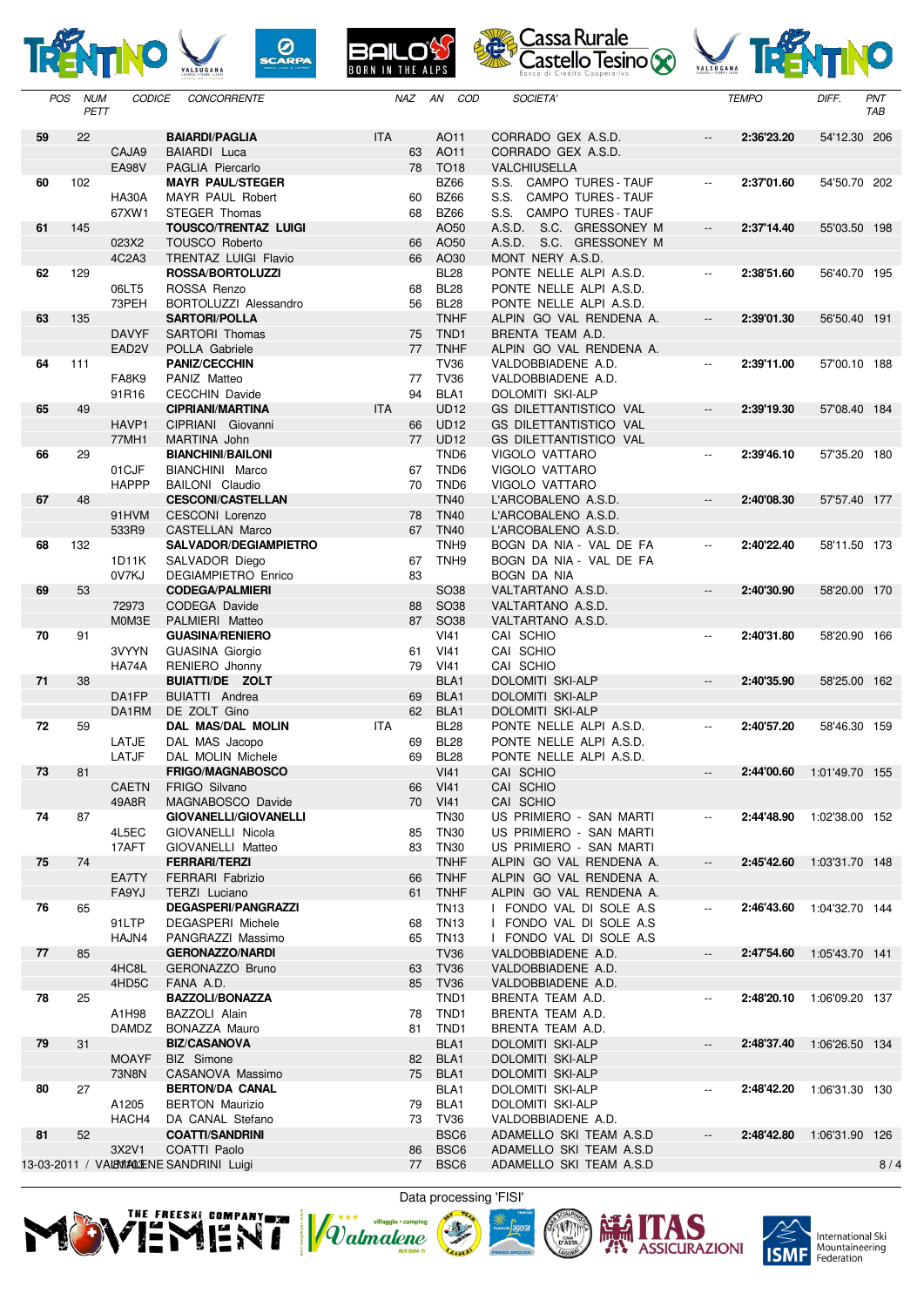| POS | NUM PETT | CODICE | CONCORRENTE | NAZ | AN | COD | SOCIETA' | | TEMPO | DIFF. | PNT TAB |
|---|---|---|---|---|---|---|---|---|---|---|---|
| **59** | 22 | | **BAIARDI/PAGLIA** | ITA | | AO11 | CORRADO GEX A.S.D. | -- | **2:36'23.20** | 54'12.30 | 206 |
| | | CAJA9 | BAIARDI Luca | | 63 | AO11 | CORRADO GEX A.S.D. | | | | |
| | | EA98V | PAGLIA Piercarlo | | 78 | TO18 | VALCHIUSELLA | | | | |
| **60** | 102 | | **MAYR PAUL/STEGER** | | | BZ66 | S.S. CAMPO TURES - TAUF | -- | **2:37'01.60** | 54'50.70 | 202 |
| | | HA30A | MAYR PAUL Robert | | 60 | BZ66 | S.S. CAMPO TURES - TAUF | | | | |
| | | 67XW1 | STEGER Thomas | | 68 | BZ66 | S.S. CAMPO TURES - TAUF | | | | |
| **61** | 145 | | **TOUSCO/TRENTAZ LUIGI** | | | AO50 | A.S.D. S.C. GRESSONEY M | -- | **2:37'14.40** | 55'03.50 | 198 |
| | | 023X2 | TOUSCO Roberto | | 66 | AO50 | A.S.D. S.C. GRESSONEY M | | | | |
| | | 4C2A3 | TRENTAZ LUIGI Flavio | | 66 | AO30 | MONT NERY A.S.D. | | | | |
| **62** | 129 | | **ROSSA/BORTOLUZZI** | | | BL28 | PONTE NELLE ALPI A.S.D. | -- | **2:38'51.60** | 56'40.70 | 195 |
| | | 06LT5 | ROSSA Renzo | | 68 | BL28 | PONTE NELLE ALPI A.S.D. | | | | |
| | | 73PEH | BORTOLUZZI Alessandro | | 56 | BL28 | PONTE NELLE ALPI A.S.D. | | | | |
| **63** | 135 | | **SARTORI/POLLA** | | | TNHF | ALPIN GO VAL RENDENA A. | -- | **2:39'01.30** | 56'50.40 | 191 |
| | | DAVYF | SARTORI Thomas | | 75 | TND1 | BRENTA TEAM A.D. | | | | |
| | | EAD2V | POLLA Gabriele | | 77 | TNHF | ALPIN GO VAL RENDENA A. | | | | |
| **64** | 111 | | **PANIZ/CECCHIN** | | | TV36 | VALDOBBIADENE A.D. | -- | **2:39'11.00** | 57'00.10 | 188 |
| | | FA8K9 | PANIZ Matteo | | 77 | TV36 | VALDOBBIADENE A.D. | | | | |
| | | 91R16 | CECCHIN Davide | | 94 | BLA1 | DOLOMITI SKI-ALP | | | | |
| **65** | 49 | | **CIPRIANI/MARTINA** | ITA | | UD12 | GS DILETTANTISTICO VAL | -- | **2:39'19.30** | 57'08.40 | 184 |
| | | HAVP1 | CIPRIANI Giovanni | | 66 | UD12 | GS DILETTANTISTICO VAL | | | | |
| | | 77MH1 | MARTINA John | | 77 | UD12 | GS DILETTANTISTICO VAL | | | | |
| **66** | 29 | | **BIANCHINI/BAILONI** | | | TND6 | VIGOLO VATTARO | -- | **2:39'46.10** | 57'35.20 | 180 |
| | | 01CJF | BIANCHINI Marco | | 67 | TND6 | VIGOLO VATTARO | | | | |
| | | HAPPP | BAILONI Claudio | | 70 | TND6 | VIGOLO VATTARO | | | | |
| **67** | 48 | | **CESCONI/CASTELLAN** | | | TN40 | L'ARCOBALENO A.S.D. | -- | **2:40'08.30** | 57'57.40 | 177 |
| | | 91HVM | CESCONI Lorenzo | | 78 | TN40 | L'ARCOBALENO A.S.D. | | | | |
| | | 533R9 | CASTELLAN Marco | | 67 | TN40 | L'ARCOBALENO A.S.D. | | | | |
| **68** | 132 | | **SALVADOR/DEGIAMPIETRO** | | | TNH9 | BOGN DA NIA - VAL DE FA | -- | **2:40'22.40** | 58'11.50 | 173 |
| | | 1D11K | SALVADOR Diego | | 67 | TNH9 | BOGN DA NIA - VAL DE FA | | | | |
| | | 0V7KJ | DEGIAMPIETRO Enrico | | 83 | | BOGN DA NIA | | | | |
| **69** | 53 | | **CODEGA/PALMIERI** | | | SO38 | VALTARTANO A.S.D. | -- | **2:40'30.90** | 58'20.00 | 170 |
| | | 72973 | CODEGA Davide | | 88 | SO38 | VALTARTANO A.S.D. | | | | |
| | | M0M3E | PALMIERI Matteo | | 87 | SO38 | VALTARTANO A.S.D. | | | | |
| **70** | 91 | | **GUASINA/RENIERO** | | | VI41 | CAI SCHIO | -- | **2:40'31.80** | 58'20.90 | 166 |
| | | 3VYYN | GUASINA Giorgio | | 61 | VI41 | CAI SCHIO | | | | |
| | | HA74A | RENIERO Jhonny | | 79 | VI41 | CAI SCHIO | | | | |
| **71** | 38 | | **BUIATTI/DE ZOLT** | | | BLA1 | DOLOMITI SKI-ALP | -- | **2:40'35.90** | 58'25.00 | 162 |
| | | DA1FP | BUIATTI Andrea | | 69 | BLA1 | DOLOMITI SKI-ALP | | | | |
| | | DA1RM | DE ZOLT Gino | | 62 | BLA1 | DOLOMITI SKI-ALP | | | | |
| **72** | 59 | | **DAL MAS/DAL MOLIN** | ITA | | BL28 | PONTE NELLE ALPI A.S.D. | -- | **2:40'57.20** | 58'46.30 | 159 |
| | | LATJE | DAL MAS Jacopo | | 69 | BL28 | PONTE NELLE ALPI A.S.D. | | | | |
| | | LATJF | DAL MOLIN Michele | | 69 | BL28 | PONTE NELLE ALPI A.S.D. | | | | |
| **73** | 81 | | **FRIGO/MAGNABOSCO** | | | VI41 | CAI SCHIO | -- | **2:44'00.60** | 1:01'49.70 | 155 |
| | | CAETN | FRIGO Silvano | | 66 | VI41 | CAI SCHIO | | | | |
| | | 49A8R | MAGNABOSCO Davide | | 70 | VI41 | CAI SCHIO | | | | |
| **74** | 87 | | **GIOVANELLI/GIOVANELLI** | | | TN30 | US PRIMIERO - SAN MARTI | -- | **2:44'48.90** | 1:02'38.00 | 152 |
| | | 4L5EC | GIOVANELLI Nicola | | 85 | TN30 | US PRIMIERO - SAN MARTI | | | | |
| | | 17AFT | GIOVANELLI Matteo | | 83 | TN30 | US PRIMIERO - SAN MARTI | | | | |
| **75** | 74 | | **FERRARI/TERZI** | | | TNHF | ALPIN GO VAL RENDENA A. | -- | **2:45'42.60** | 1:03'31.70 | 148 |
| | | EA7TY | FERRARI Fabrizio | | 66 | TNHF | ALPIN GO VAL RENDENA A. | | | | |
| | | FA9YJ | TERZI Luciano | | 61 | TNHF | ALPIN GO VAL RENDENA A. | | | | |
| **76** | 65 | | **DEGASPERI/PANGRAZZI** | | | TN13 | I FONDO VAL DI SOLE A.S | -- | **2:46'43.60** | 1:04'32.70 | 144 |
| | | 91LTP | DEGASPERI Michele | | 68 | TN13 | I FONDO VAL DI SOLE A.S | | | | |
| | | HAJN4 | PANGRAZZI Massimo | | 65 | TN13 | I FONDO VAL DI SOLE A.S | | | | |
| **77** | 85 | | **GERONAZZO/NARDI** | | | TV36 | VALDOBBIADENE A.D. | -- | **2:47'54.60** | 1:05'43.70 | 141 |
| | | 4HC8L | GERONAZZO Bruno | | 63 | TV36 | VALDOBBIADENE A.D. | | | | |
| | | 4HD5C | FANA A.D. | | 85 | TV36 | VALDOBBIADENE A.D. | | | | |
| **78** | 25 | | **BAZZOLI/BONAZZA** | | | TND1 | BRENTA TEAM A.D. | -- | **2:48'20.10** | 1:06'09.20 | 137 |
| | | A1H98 | BAZZOLI Alain | | 78 | TND1 | BRENTA TEAM A.D. | | | | |
| | | DAMDZ | BONAZZA Mauro | | 81 | TND1 | BRENTA TEAM A.D. | | | | |
| **79** | 31 | | **BIZ/CASANOVA** | | | BLA1 | DOLOMITI SKI-ALP | -- | **2:48'37.40** | 1:06'26.50 | 134 |
| | | MOAYF | BIZ Simone | | 82 | BLA1 | DOLOMITI SKI-ALP | | | | |
| | | 73N8N | CASANOVA Massimo | | 75 | BLA1 | DOLOMITI SKI-ALP | | | | |
| **80** | 27 | | **BERTON/DA CANAL** | | | BLA1 | DOLOMITI SKI-ALP | -- | **2:48'42.20** | 1:06'31.30 | 130 |
| | | A1205 | BERTON Maurizio | | 79 | BLA1 | DOLOMITI SKI-ALP | | | | |
| | | HACH4 | DA CANAL Stefano | | 73 | TV36 | VALDOBBIADENE A.D. | | | | |
| **81** | 52 | | **COATTI/SANDRINI** | | | BSC6 | ADAMELLO SKI TEAM A.S.D | -- | **2:48'42.80** | 1:06'31.90 | 126 |
| | | 3X2V1 | COATTI Paolo | | 86 | BSC6 | ADAMELLO SKI TEAM A.S.D | | | | |
| | | | SANDRINI Luigi | | 77 | BSC6 | ADAMELLO SKI TEAM A.S.D | | | | |

13-03-2011 / VALMALENE

Data processing 'FISI'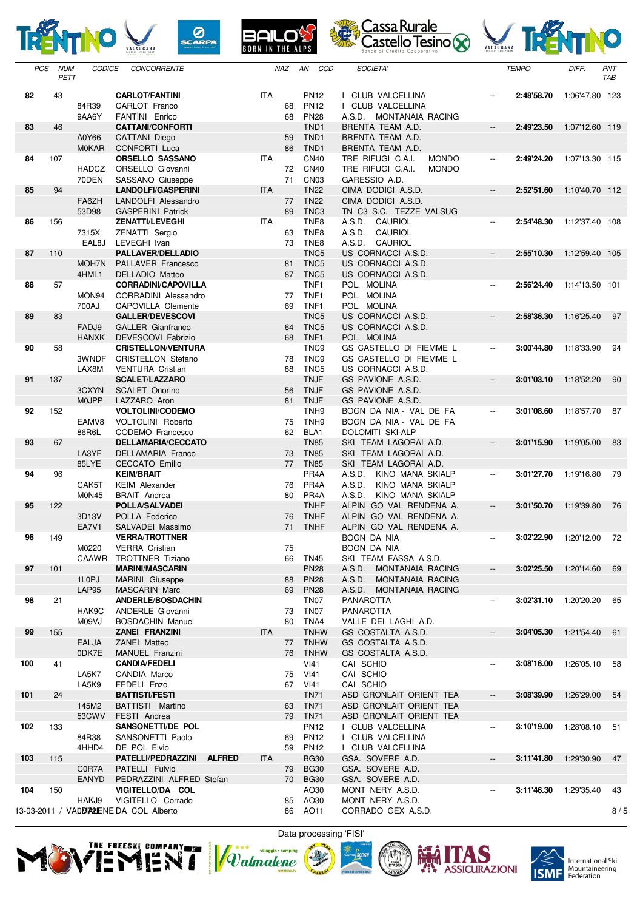| POS | NUM PETT | CODICE | CONCORRENTE | NAZ | AN | COD | SOCIETA' | | TEMPO | DIFF. | PNT TAB |
|---|---|---|---|---|---|---|---|---|---|---|---|
| **82** | 43 | | **CARLOT/FANTINI** | ITA | | PN12 | I CLUB VALCELLINA | -- | **2:48'58.70** | 1:06'47.80 | 123 |
| | | 84R39 | CARLOT Franco | | 68 | PN12 | I CLUB VALCELLINA | | | | |
| | | 9AA6Y | FANTINI Enrico | | 68 | PN28 | A.S.D. MONTANAIA RACING | | | | |
| **83** | 46 | | **CATTANI/CONFORTI** | | | TND1 | BRENTA TEAM A.D. | -- | **2:49'23.50** | 1:07'12.60 | 119 |
| | | A0Y66 | CATTANI Diego | | 59 | TND1 | BRENTA TEAM A.D. | | | | |
| | | M0KAR | CONFORTI Luca | | 86 | TND1 | BRENTA TEAM A.D. | | | | |
| **84** | 107 | | **ORSELLO SASSANO** | ITA | | CN40 | TRE RIFUGI C.A.I. MONDO | -- | **2:49'24.20** | 1:07'13.30 | 115 |
| | | HADCZ | ORSELLO Giovanni | | 72 | CN40 | TRE RIFUGI C.A.I. MONDO | | | | |
| | | 70DEN | SASSANO Giuseppe | | 71 | CN03 | GARESSIO A.D. | | | | |
| **85** | 94 | | **LANDOLFI/GASPERINI** | ITA | | TN22 | CIMA DODICI A.S.D. | -- | **2:52'51.60** | 1:10'40.70 | 112 |
| | | FA6ZH | LANDOLFI Alessandro | | 77 | TN22 | CIMA DODICI A.S.D. | | | | |
| | | 53D98 | GASPERINI Patrick | | 89 | TNC3 | TN C3 S.C. TEZZE VALSUG | | | | |
| **86** | 156 | | **ZENATTI/LEVEGHI** | ITA | | TNE8 | A.S.D. CAURIOL | -- | **2:54'48.30** | 1:12'37.40 | 108 |
| | | 7315X | ZENATTI Sergio | | 63 | TNE8 | A.S.D. CAURIOL | | | | |
| | | EAL8J | LEVEGHI Ivan | | 73 | TNE8 | A.S.D. CAURIOL | | | | |
| **87** | 110 | | **PALLAVER/DELLADIO** | | | TNC5 | US CORNACCI A.S.D. | -- | **2:55'10.30** | 1:12'59.40 | 105 |
| | | MOH7N | PALLAVER Francesco | | 81 | TNC5 | US CORNACCI A.S.D. | | | | |
| | | 4HML1 | DELLADIO Matteo | | 87 | TNC5 | US CORNACCI A.S.D. | | | | |
| **88** | 57 | | **CORRADINI/CAPOVILLA** | | | TNF1 | POL. MOLINA | -- | **2:56'24.40** | 1:14'13.50 | 101 |
| | | MON94 | CORRADINI Alessandro | | 77 | TNF1 | POL. MOLINA | | | | |
| | | 700AJ | CAPOVILLA Clemente | | 69 | TNF1 | POL. MOLINA | | | | |
| **89** | 83 | | **GALLER/DEVESCOVI** | | | TNC5 | US CORNACCI A.S.D. | -- | **2:58'36.30** | 1:16'25.40 | 97 |
| | | FADJ9 | GALLER Gianfranco | | 64 | TNC5 | US CORNACCI A.S.D. | | | | |
| | | HANXK | DEVESCOVI Fabrizio | | 68 | TNF1 | POL. MOLINA | | | | |
| **90** | 58 | | **CRISTELLON/VENTURA** | | | TNC9 | GS CASTELLO DI FIEMME L | -- | **3:00'44.80** | 1:18'33.90 | 94 |
| | | 3WNDF | CRISTELLON Stefano | | 78 | TNC9 | GS CASTELLO DI FIEMME L | | | | |
| | | LAX8M | VENTURA Cristian | | 88 | TNC5 | US CORNACCI A.S.D. | | | | |
| **91** | 137 | | **SCALET/LAZZARO** | | | TNJF | GS PAVIONE A.S.D. | -- | **3:01'03.10** | 1:18'52.20 | 90 |
| | | 3CXYN | SCALET Onorino | | 56 | TNJF | GS PAVIONE A.S.D. | | | | |
| | | M0JPP | LAZZARO Aron | | 81 | TNJF | GS PAVIONE A.S.D. | | | | |
| **92** | 152 | | **VOLTOLINI/CODEMO** | | | TNH9 | BOGN DA NIA - VAL DE FA | -- | **3:01'08.60** | 1:18'57.70 | 87 |
| | | EAMV8 | VOLTOLINI Roberto | | 75 | TNH9 | BOGN DA NIA - VAL DE FA | | | | |
| | | 86R6L | CODEMO Francesco | | 62 | BLA1 | DOLOMITI SKI-ALP | | | | |
| **93** | 67 | | **DELLAMARIA/CECCATO** | | | TN85 | SKI TEAM LAGORAI A.D. | -- | **3:01'15.90** | 1:19'05.00 | 83 |
| | | LA3YF | DELLAMARIA Franco | | 73 | TN85 | SKI TEAM LAGORAI A.D. | | | | |
| | | 85LYE | CECCATO Emilio | | 77 | TN85 | SKI TEAM LAGORAI A.D. | | | | |
| **94** | 96 | | **KEIM/BRAIT** | | | PR4A | A.S.D. KINO MANA SKIALP | -- | **3:01'27.70** | 1:19'16.80 | 79 |
| | | CAK5T | KEIM Alexander | | 76 | PR4A | A.S.D. KINO MANA SKIALP | | | | |
| | | M0N45 | BRAIT Andrea | | 80 | PR4A | A.S.D. KINO MANA SKIALP | | | | |
| **95** | 122 | | **POLLA/SALVADEI** | | | TNHF | ALPIN GO VAL RENDENA A. | -- | **3:01'50.70** | 1:19'39.80 | 76 |
| | | 3D13V | POLLA Federico | | 76 | TNHF | ALPIN GO VAL RENDENA A. | | | | |
| | | EA7V1 | SALVADEI Massimo | | 71 | TNHF | ALPIN GO VAL RENDENA A. | | | | |
| **96** | 149 | | **VERRA/TROTTNER** | | | | BOGN DA NIA | -- | **3:02'22.90** | 1:20'12.00 | 72 |
| | | M0220 | VERRA Cristian | | 75 | | BOGN DA NIA | | | | |
| | | CAAWR | TROTTNER Tiziano | | 66 | TN45 | SKI TEAM FASSA A.S.D. | | | | |
| **97** | 101 | | **MARINI/MASCARIN** | | | PN28 | A.S.D. MONTANAIA RACING | -- | **3:02'25.50** | 1:20'14.60 | 69 |
| | | 1L0PJ | MARINI Giuseppe | | 88 | PN28 | A.S.D. MONTANAIA RACING | | | | |
| | | LAP95 | MASCARIN Marc | | 69 | PN28 | A.S.D. MONTANAIA RACING | | | | |
| **98** | 21 | | **ANDERLE/BOSDACHIN** | | | TN07 | PANAROTTA | -- | **3:02'31.10** | 1:20'20.20 | 65 |
| | | HAK9C | ANDERLE Giovanni | | 73 | TN07 | PANAROTTA | | | | |
| | | M09VJ | BOSDACHIN Manuel | | 80 | TNA4 | VALLE DEI LAGHI A.D. | | | | |
| **99** | 155 | | **ZANEI FRANZINI** | ITA | | TNHW | GS COSTALTA A.S.D. | -- | **3:04'05.30** | 1:21'54.40 | 61 |
| | | EALJA | ZANEI Matteo | | 77 | TNHW | GS COSTALTA A.S.D. | | | | |
| | | 0DK7E | MANUEL Franzini | | 76 | TNHW | GS COSTALTA A.S.D. | | | | |
| **100** | 41 | | **CANDIA/FEDELI** | | | VI41 | CAI SCHIO | -- | **3:08'16.00** | 1:26'05.10 | 58 |
| | | LA5K7 | CANDIA Marco | | 75 | VI41 | CAI SCHIO | | | | |
| | | LA5K9 | FEDELI Enzo | | 67 | VI41 | CAI SCHIO | | | | |
| **101** | 24 | | **BATTISTI/FESTI** | | | TN71 | ASD GRONLAIT ORIENT TEA | -- | **3:08'39.90** | 1:26'29.00 | 54 |
| | | 145M2 | BATTISTI Martino | | 63 | TN71 | ASD GRONLAIT ORIENT TEA | | | | |
| | | 53CWV | FESTI Andrea | | 79 | TN71 | ASD GRONLAIT ORIENT TEA | | | | |
| **102** | 133 | | **SANSONETTI/DE POL** | | | PN12 | I CLUB VALCELLINA | -- | **3:10'19.00** | 1:28'08.10 | 51 |
| | | 84R38 | SANSONETTI Paolo | | 69 | PN12 | I CLUB VALCELLINA | | | | |
| | | 4HHD4 | DE POL Elvio | | 59 | PN12 | I CLUB VALCELLINA | | | | |
| **103** | 115 | | **PATELLI/PEDRAZZINI ALFRED** | ITA | | BG30 | GSA. SOVERE A.D. | -- | **3:11'41.80** | 1:29'30.90 | 47 |
| | | C0R7A | PATELLI Fulvio | | 79 | BG30 | GSA. SOVERE A.D. | | | | |
| | | EANYD | PEDRAZZINI ALFRED Stefan | | 70 | BG30 | GSA. SOVERE A.D. | | | | |
| **104** | 150 | | **VIGITELLO/DA COL** | | | AO30 | MONT NERY A.S.D. | -- | **3:11'46.30** | 1:29'35.40 | 43 |
| | | HAKJ9 | VIGITELLO Corrado | | 85 | AO30 | MONT NERY A.S.D. | | | | |
| | | D7A2L | DA COL Alberto | | 86 | AO11 | CORRADO GEX A.S.D. | | | | |

13-03-2011 / VALMALENE

Data processing 'FISI'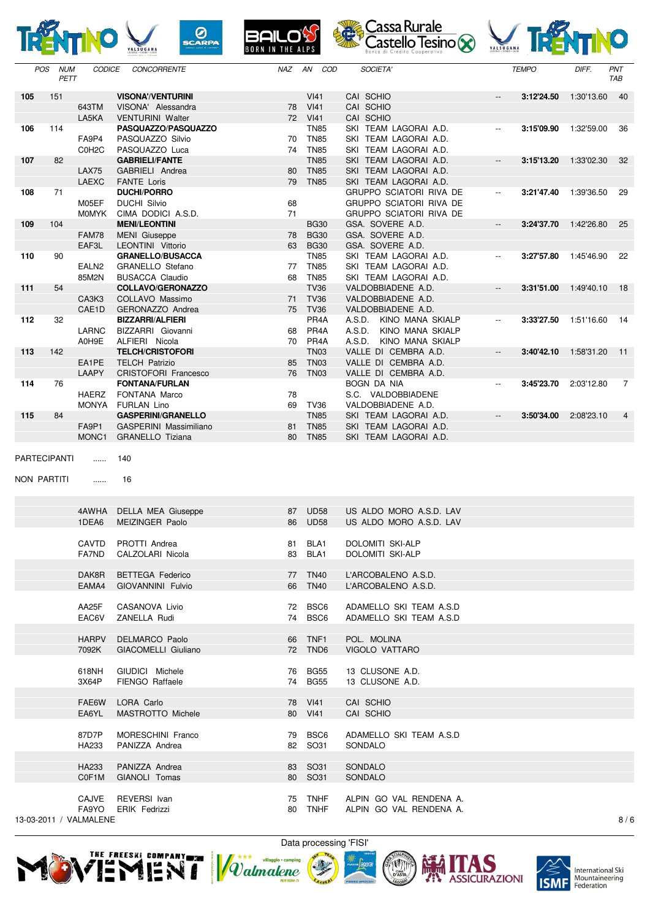| POS | NUM PETT | CODICE | CONCORRENTE | NAZ | AN | COD | SOCIETA' | | TEMPO | DIFF. | PNT TAB |
|---|---|---|---|---|---|---|---|---|---|---|---|
| **105** | 151 | | **VISONA'/VENTURINI** | | | VI41 | CAI SCHIO | -- | **3:12'24.50** | 1:30'13.60 | 40 |
| | | 643TM | VISONA' Alessandra | | 78 | VI41 | CAI SCHIO | | | | |
| | | LA5KA | VENTURINI Walter | | 72 | VI41 | CAI SCHIO | | | | |
| **106** | 114 | | **PASQUAZZO/PASQUAZZO** | | | TN85 | SKI TEAM LAGORAI A.D. | -- | **3:15'09.90** | 1:32'59.00 | 36 |
| | | FA9P4 | PASQUAZZO Silvio | | 70 | TN85 | SKI TEAM LAGORAI A.D. | | | | |
| | | C0H2C | PASQUAZZO Luca | | 74 | TN85 | SKI TEAM LAGORAI A.D. | | | | |
| **107** | 82 | | **GABRIELI/FANTE** | | | TN85 | SKI TEAM LAGORAI A.D. | -- | **3:15'13.20** | 1:33'02.30 | 32 |
| | | LAX75 | GABRIELI Andrea | | 80 | TN85 | SKI TEAM LAGORAI A.D. | | | | |
| | | LAEXC | FANTE Loris | | 79 | TN85 | SKI TEAM LAGORAI A.D. | | | | |
| **108** | 71 | | **DUCHI/PORRO** | | | | GRUPPO SCIATORI RIVA DE | -- | **3:21'47.40** | 1:39'36.50 | 29 |
| | | M05EF | DUCHI Silvio | | 68 | | GRUPPO SCIATORI RIVA DE | | | | |
| | | M0MYK | CIMA DODICI A.S.D. | | 71 | | GRUPPO SCIATORI RIVA DE | | | | |
| **109** | 104 | | **MENI/LEONTINI** | | | BG30 | GSA. SOVERE A.D. | -- | **3:24'37.70** | 1:42'26.80 | 25 |
| | | FAM78 | MENI Giuseppe | | 78 | BG30 | GSA. SOVERE A.D. | | | | |
| | | EAF3L | LEONTINI Vittorio | | 63 | BG30 | GSA. SOVERE A.D. | | | | |
| **110** | 90 | | **GRANELLO/BUSACCA** | | | TN85 | SKI TEAM LAGORAI A.D. | -- | **3:27'57.80** | 1:45'46.90 | 22 |
| | | EALN2 | GRANELLO Stefano | | 77 | TN85 | SKI TEAM LAGORAI A.D. | | | | |
| | | 85M2N | BUSACCA Claudio | | 68 | TN85 | SKI TEAM LAGORAI A.D. | | | | |
| **111** | 54 | | **COLLAVO/GERONAZZO** | | | TV36 | VALDOBBIADENE A.D. | -- | **3:31'51.00** | 1:49'40.10 | 18 |
| | | CA3K3 | COLLAVO Massimo | | 71 | TV36 | VALDOBBIADENE A.D. | | | | |
| | | CAE1D | GERONAZZO Andrea | | 75 | TV36 | VALDOBBIADENE A.D. | | | | |
| **112** | 32 | | **BIZZARRI/ALFIERI** | | | PR4A | A.S.D. KINO MANA SKIALP | -- | **3:33'27.50** | 1:51'16.60 | 14 |
| | | LARNC | BIZZARRI Giovanni | | 68 | PR4A | A.S.D. KINO MANA SKIALP | | | | |
| | | A0H9E | ALFIERI Nicola | | 70 | PR4A | A.S.D. KINO MANA SKIALP | | | | |
| **113** | 142 | | **TELCH/CRISTOFORI** | | | TN03 | VALLE DI CEMBRA A.D. | -- | **3:40'42.10** | 1:58'31.20 | 11 |
| | | EA1PE | TELCH Patrizio | | 85 | TN03 | VALLE DI CEMBRA A.D. | | | | |
| | | LAAPY | CRISTOFORI Francesco | | 76 | TN03 | VALLE DI CEMBRA A.D. | | | | |
| **114** | 76 | | **FONTANA/FURLAN** | | | | BOGN DA NIA | -- | **3:45'23.70** | 2:03'12.80 | 7 |
| | | HAERZ | FONTANA Marco | | 78 | | S.C. VALDOBBIADENE | | | | |
| | | MONYA | FURLAN Lino | | 69 | TV36 | VALDOBBIADENE A.D. | | | | |
| **115** | 84 | | **GASPERINI/GRANELLO** | | | TN85 | SKI TEAM LAGORAI A.D. | -- | **3:50'34.00** | 2:08'23.10 | 4 |
| | | FA9P1 | GASPERINI Massimiliano | | 81 | TN85 | SKI TEAM LAGORAI A.D. | | | | |
| | | MONC1 | GRANELLO Tiziana | | 80 | TN85 | SKI TEAM LAGORAI A.D. | | | | |

PARTECIPANTI ...... 140

NON PARTITI ...... 16

| CODICE | CONCORRENTE | AN | COD | SOCIETA' |
|---|---|---|---|---|
| 4AWHA | DELLA MEA Giuseppe | 87 | UD58 | US ALDO MORO A.S.D. LAV |
| 1DEA6 | MEIZINGER Paolo | 86 | UD58 | US ALDO MORO A.S.D. LAV |
| | | | | |
| CAVTD | PROTTI Andrea | 81 | BLA1 | DOLOMITI SKI-ALP |
| FA7ND | CALZOLARI Nicola | 83 | BLA1 | DOLOMITI SKI-ALP |
| | | | | |
| DAK8R | BETTEGA Federico | 77 | TN40 | L'ARCOBALENO A.S.D. |
| EAMA4 | GIOVANNINI Fulvio | 66 | TN40 | L'ARCOBALENO A.S.D. |
| | | | | |
| AA25F | CASANOVA Livio | 72 | BSC6 | ADAMELLO SKI TEAM A.S.D |
| EAC6V | ZANELLA Rudi | 74 | BSC6 | ADAMELLO SKI TEAM A.S.D |
| | | | | |
| HARPV | DELMARCO Paolo | 66 | TNF1 | POL. MOLINA |
| 7092K | GIACOMELLI Giuliano | 72 | TND6 | VIGOLO VATTARO |
| | | | | |
| 618NH | GIUDICI Michele | 76 | BG55 | 13 CLUSONE A.D. |
| 3X64P | FIENGO Raffaele | 74 | BG55 | 13 CLUSONE A.D. |
| | | | | |
| FAE6W | LORA Carlo | 78 | VI41 | CAI SCHIO |
| EA6YL | MASTROTTO Michele | 80 | VI41 | CAI SCHIO |
| | | | | |
| 87D7P | MORESCHINI Franco | 79 | BSC6 | ADAMELLO SKI TEAM A.S.D |
| HA233 | PANIZZA Andrea | 82 | SO31 | SONDALO |
| | | | | |
| HA233 | PANIZZA Andrea | 83 | SO31 | SONDALO |
| C0F1M | GIANOLI Tomas | 80 | SO31 | SONDALO |
| | | | | |
| CAJVE | REVERSI Ivan | 75 | TNHF | ALPIN GO VAL RENDENA A. |
| FA9YO | ERIK Fedrizzi | 80 | TNHF | ALPIN GO VAL RENDENA A. |

13-03-2011 / VALMALENE

Data processing 'FISI'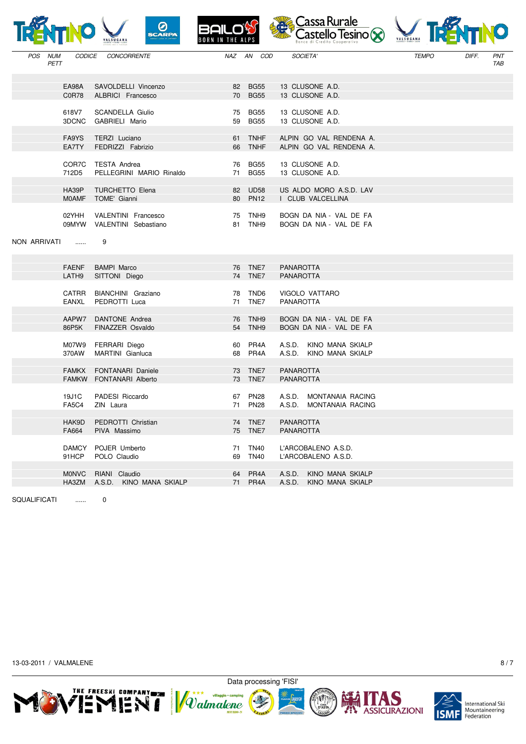| POS | NUM PETT | CODICE | CONCORRENTE | NAZ | AN | COD | SOCIETA' | TEMPO | DIFF. | PNT TAB |
|---|---|---|---|---|---|---|---|---|---|---|
| | | EA98A | SAVOLDELLI Vincenzo | | 82 | BG55 | 13 CLUSONE A.D. | | | |
| | | C0R78 | ALBRICI Francesco | | 70 | BG55 | 13 CLUSONE A.D. | | | |
| | | 618V7 | SCANDELLA Giulio | | 75 | BG55 | 13 CLUSONE A.D. | | | |
| | | 3DCNC | GABRIELI Mario | | 59 | BG55 | 13 CLUSONE A.D. | | | |
| | | FA9YS | TERZI Luciano | | 61 | TNHF | ALPIN GO VAL RENDENA A. | | | |
| | | EA7TY | FEDRIZZI Fabrizio | | 66 | TNHF | ALPIN GO VAL RENDENA A. | | | |
| | | COR7C | TESTA Andrea | | 76 | BG55 | 13 CLUSONE A.D. | | | |
| | | 712D5 | PELLEGRINI MARIO Rinaldo | | 71 | BG55 | 13 CLUSONE A.D. | | | |
| | | HA39P | TURCHETTO Elena | | 82 | UD58 | US ALDO MORO A.S.D. LAV | | | |
| | | M0AMF | TOME' Gianni | | 80 | PN12 | I CLUB VALCELLINA | | | |
| | | 02YHH | VALENTINI Francesco | | 75 | TNH9 | BOGN DA NIA - VAL DE FA | | | |
| | | 09MYW | VALENTINI Sebastiano | | 81 | TNH9 | BOGN DA NIA - VAL DE FA | | | |

NON ARRIVATI ...... 9

| POS | NUM PETT | CODICE | CONCORRENTE | NAZ | AN | COD | SOCIETA' | TEMPO | DIFF. | PNT TAB |
|---|---|---|---|---|---|---|---|---|---|---|
| | | FAENF | BAMPI Marco | | 76 | TNE7 | PANAROTTA | | | |
| | | LATH9 | SITTONI Diego | | 74 | TNE7 | PANAROTTA | | | |
| | | CATRR | BIANCHINI Graziano | | 78 | TND6 | VIGOLO VATTARO | | | |
| | | EANXL | PEDROTTI Luca | | 71 | TNE7 | PANAROTTA | | | |
| | | AAPW7 | DANTONE Andrea | | 76 | TNH9 | BOGN DA NIA - VAL DE FA | | | |
| | | 86P5K | FINAZZER Osvaldo | | 54 | TNH9 | BOGN DA NIA - VAL DE FA | | | |
| | | M07W9 | FERRARI Diego | | 60 | PR4A | A.S.D. KINO MANA SKIALP | | | |
| | | 370AW | MARTINI Gianluca | | 68 | PR4A | A.S.D. KINO MANA SKIALP | | | |
| | | FAMKX | FONTANARI Daniele | | 73 | TNE7 | PANAROTTA | | | |
| | | FAMKW | FONTANARI Alberto | | 73 | TNE7 | PANAROTTA | | | |
| | | 19J1C | PADESI Riccardo | | 67 | PN28 | A.S.D. MONTANAIA RACING | | | |
| | | FA5C4 | ZIN Laura | | 71 | PN28 | A.S.D. MONTANAIA RACING | | | |
| | | HAK9D | PEDROTTI Christian | | 74 | TNE7 | PANAROTTA | | | |
| | | FA664 | PIVA Massimo | | 75 | TNE7 | PANAROTTA | | | |
| | | DAMCY | POJER Umberto | | 71 | TN40 | L'ARCOBALENO A.S.D. | | | |
| | | 91HCP | POLO Claudio | | 69 | TN40 | L'ARCOBALENO A.S.D. | | | |
| | | M0NVC | RIANI Claudio | | 64 | PR4A | A.S.D. KINO MANA SKIALP | | | |
| | | HA3ZM | A.S.D. KINO MANA SKIALP | | 71 | PR4A | A.S.D. KINO MANA SKIALP | | | |

SQUALIFICATI ...... 0

13-03-2011 / VALMALENE

Data processing 'FISI'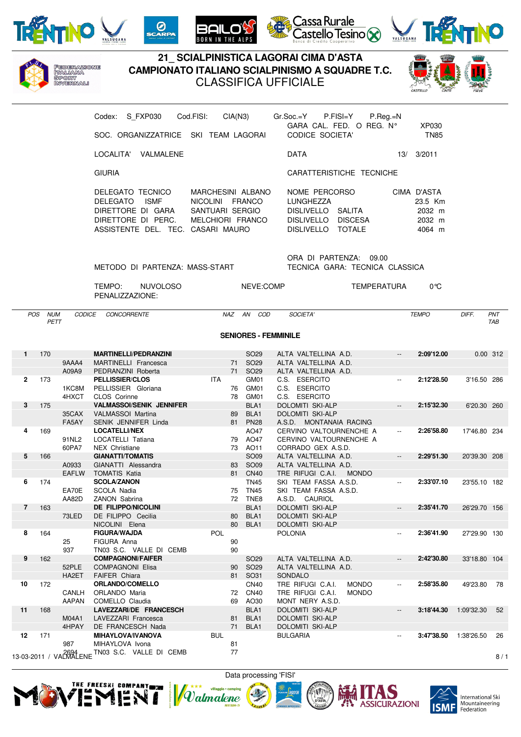# 21_ SCIALPINISTICA LAGORAI CIMA D'ASTA
## CAMPIONATO ITALIANO SCIALPINISMO A SQUADRE T.C.
### CLASSIFICA UFFICIALE

Codex: S_FXP030 Cod.FISI: CIA(N3) Gr.Soc.=Y P.FISI=Y P.Reg.=N
GARA CAL. FED. O REG. N° XP030

SOC. ORGANIZZATRICE SKI TEAM LAGORAI CODICE SOCIETA' TN85

LOCALITA' VALMALENE DATA 13/ 3/2011

GIURIA CARATTERISTICHE TECNICHE

| | | | |
|---|---|---|---|
| DELEGATO TECNICO | MARCHESINI ALBANO | NOME PERCORSO | CIMA D'ASTA |
| DELEGATO ISMF | NICOLINI FRANCO | LUNGHEZZA | 23.5 Km |
| DIRETTORE DI GARA | SANTUARI SERGIO | DISLIVELLO SALITA | 2032 m |
| DIRETTORE DI PERC. | MELCHIORI FRANCO | DISLIVELLO DISCESA | 2032 m |
| ASSISTENTE DEL. TEC. | CASARI MAURO | DISLIVELLO TOTALE | 4064 m |

ORA DI PARTENZA: 09.00

METODO DI PARTENZA: MASS-START TECNICA GARA: TECNICA CLASSICA

TEMPO: NUVOLOSO NEVE:COMP TEMPERATURA 0°C

PENALIZZAZIONE:

**SENIORES - FEMMINILE**

| POS | NUM PETT | CODICE | CONCORRENTE | NAZ | AN | COD | SOCIETA' | | TEMPO | DIFF. | PNT TAB |
|---|---|---|---|---|---|---|---|---|---|---|---|
| 1 | 170 | | **MARTINELLI/PEDRANZINI** | | | SO29 | ALTA VALTELLINA A.D. | -- | **2:09'12.00** | 0.00 | 312 |
| | | 9AAA4 | MARTINELLI Francesca | | 71 | SO29 | ALTA VALTELLINA A.D. | | | | |
| | | A09A9 | PEDRANZINI Roberta | | 71 | SO29 | ALTA VALTELLINA A.D. | | | | |
| 2 | 173 | | **PELLISSIER/CLOS** | ITA | | GM01 | C.S. ESERCITO | -- | **2:12'28.50** | 3'16.50 | 286 |
| | | 1KC8M | PELLISSIER Gloriana | | 76 | GM01 | C.S. ESERCITO | | | | |
| | | 4HXCT | CLOS Corinne | | 78 | GM01 | C.S. ESERCITO | | | | |
| 3 | 175 | | **VALMASSOI/SENIK JENNIFER** | | | BLA1 | DOLOMITI SKI-ALP | -- | **2:15'32.30** | 6'20.30 | 260 |
| | | 35CAX | VALMASSOI Martina | | 89 | BLA1 | DOLOMITI SKI-ALP | | | | |
| | | FA5AY | SENIK JENNIFER Linda | | 81 | PN28 | A.S.D. MONTANAIA RACING | | | | |
| 4 | 169 | | **LOCATELLI/NEX** | | | AO47 | CERVINO VALTOURNENCHE A | -- | **2:26'58.80** | 17'46.80 | 234 |
| | | 91NL2 | LOCATELLI Tatiana | | 79 | AO47 | CERVINO VALTOURNENCHE A | | | | |
| | | 60PA7 | NEX Christiane | | 73 | AO11 | CORRADO GEX A.S.D. | | | | |
| 5 | 166 | | **GIANATTI/TOMATIS** | | | SO09 | ALTA VALTELLINA A.D. | -- | **2:29'51.30** | 20'39.30 | 208 |
| | | A0933 | GIANATTI Alessandra | | 83 | SO09 | ALTA VALTELLINA A.D. | | | | |
| | | EAFLW | TOMATIS Katia | | 81 | CN40 | TRE RIFUGI C.A.I. MONDO | | | | |
| 6 | 174 | | **SCOLA/ZANON** | | | TN45 | SKI TEAM FASSA A.S.D. | -- | **2:33'07.10** | 23'55.10 | 182 |
| | | EA70E | SCOLA Nadia | | 75 | TN45 | SKI TEAM FASSA A.S.D. | | | | |
| | | AA82D | ZANON Sabrina | | 72 | TNE8 | A.S.D. CAURIOL | | | | |
| 7 | 163 | | **DE FILIPPO/NICOLINI** | | | BLA1 | DOLOMITI SKI-ALP | -- | **2:35'41.70** | 26'29.70 | 156 |
| | | 73LED | DE FILIPPO Cecilia | | 80 | BLA1 | DOLOMITI SKI-ALP | | | | |
| | | | NICOLINI Elena | | 80 | BLA1 | DOLOMITI SKI-ALP | | | | |
| 8 | 164 | | **FIGURA/WAJDA** | POL | | | POLONIA | -- | **2:36'41.90** | 27'29.90 | 130 |
| | | 25 | FIGURA Anna | | 90 | | | | | | |
| | | 937 | TN03 S.C. VALLE DI CEMB | | 90 | | | | | | |
| 9 | 162 | | **COMPAGNONI/FAIFER** | | | SO29 | ALTA VALTELLINA A.D. | -- | **2:42'30.80** | 33'18.80 | 104 |
| | | 52PLE | COMPAGNONI Elisa | | 90 | SO29 | ALTA VALTELLINA A.D. | | | | |
| | | HA2ET | FAIFER Chiara | | 81 | SO31 | SONDALO | | | | |
| 10 | 172 | | **ORLANDO/COMELLO** | | | CN40 | TRE RIFUGI C.A.I. MONDO | -- | **2:58'35.80** | 49'23.80 | 78 |
| | | CANLH | ORLANDO Maria | | 72 | CN40 | TRE RIFUGI C.A.I. MONDO | | | | |
| | | AAPAN | COMELLO Claudia | | 69 | AO30 | MONT NERY A.S.D. | | | | |
| 11 | 168 | | **LAVEZZARI/DE FRANCESCH** | | | BLA1 | DOLOMITI SKI-ALP | -- | **3:18'44.30** | 1:09'32.30 | 52 |
| | | M04A1 | LAVEZZARI Francesca | | 81 | BLA1 | DOLOMITI SKI-ALP | | | | |
| | | 4HPAY | DE FRANCESCH Nada | | 71 | BLA1 | DOLOMITI SKI-ALP | | | | |
| 12 | 171 | | **MIHAYLOVA/IVANOVA** | BUL | | | BULGARIA | -- | **3:47'38.50** | 1:38'26.50 | 26 |
| | | 987 | MIHAYLOVA Ivona | | 81 | | | | | | |
| | | 2694 | TN03 S.C. VALLE DI CEMB | | 77 | | | | | | |

13-03-2011 / VALMALENE

Data processing 'FISI'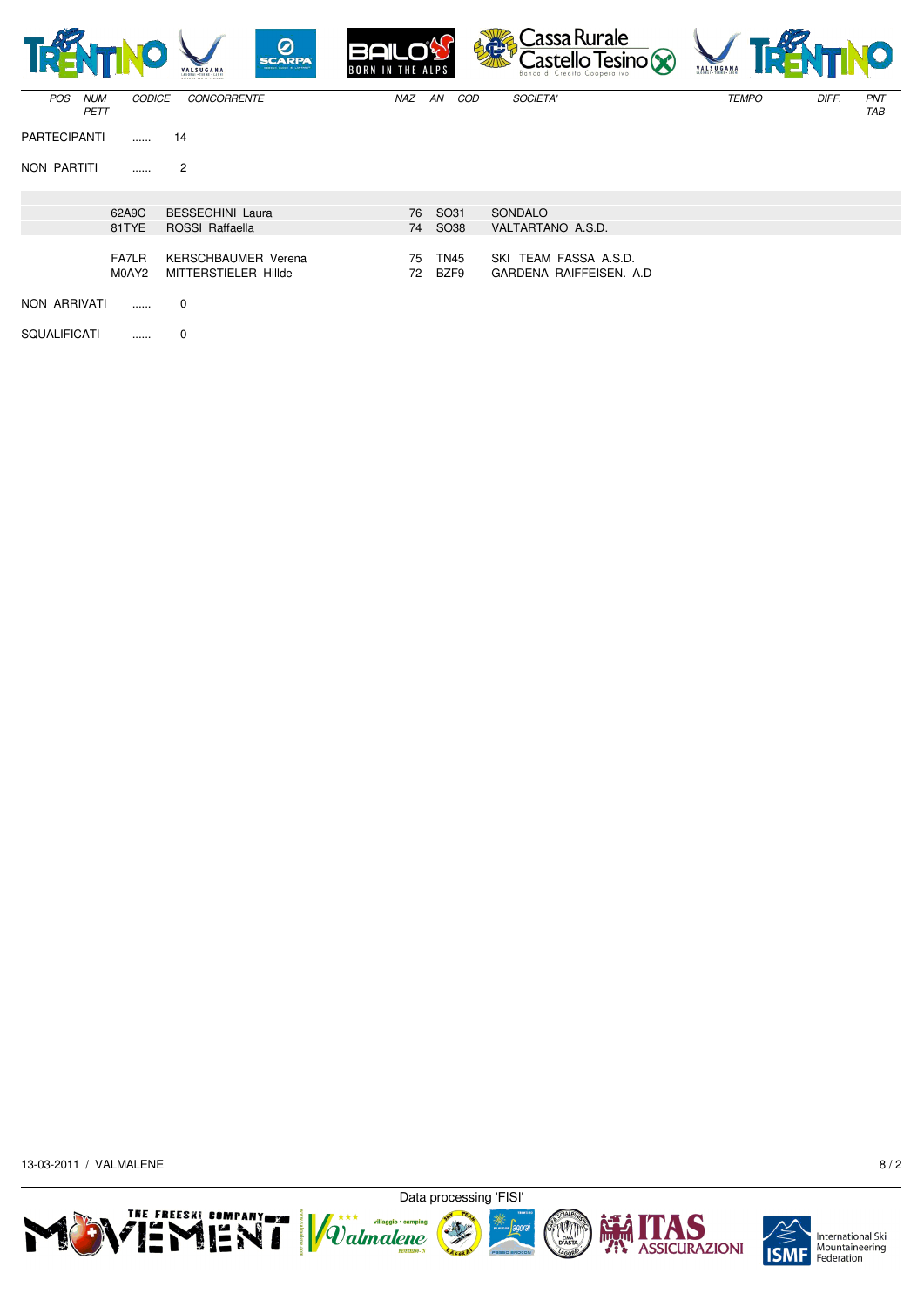| POS | NUM PETT | CODICE | CONCORRENTE | NAZ | AN | COD | SOCIETA' | TEMPO | DIFF. | PNT TAB |
|---|---|---|---|---|---|---|---|---|---|---|

PARTECIPANTI ...... 14

NON PARTITI ...... 2

| | | | | | |
|---|---|---|---|---|---|
| 62A9C | BESSEGHINI Laura | | 76 | SO31 | SONDALO |
| 81TYE | ROSSI Raffaella | | 74 | SO38 | VALTARTANO A.S.D. |
| FA7LR | KERSCHBAUMER Verena | | 75 | TN45 | SKI TEAM FASSA A.S.D. |
| M0AY2 | MITTERSTIELER Hillde | | 72 | BZF9 | GARDENA RAIFFEISEN. A.D |

NON ARRIVATI ...... 0

SQUALIFICATI ...... 0

13-03-2011 / VALMALENE

Data processing 'FISI'